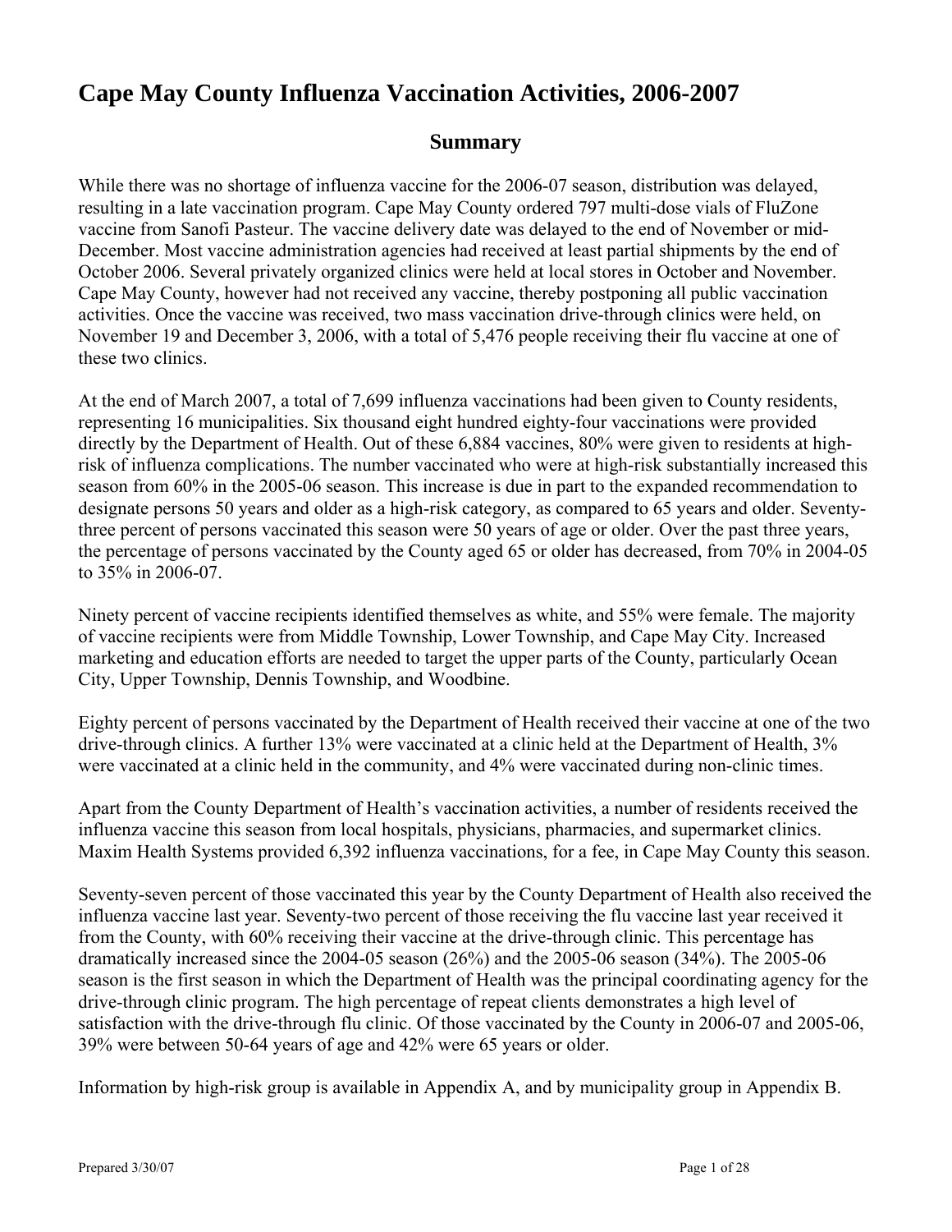# Cape May County Influenza Vaccination Activities, 2006-2007

## Summary

While there was no shortage of influenza vaccine for the 2006-07 season, distribution was delayed, resulting in a late vaccination program. Cape May County ordered 797 multi-dose vials of FluZone vaccine from Sanofi Pasteur. The vaccine delivery date was delayed to the end of November or mid-December. Most vaccine administration agencies had received at least partial shipments by the end of October 2006. Several privately organized clinics were held at local stores in October and November. Cape May County, however had not received any vaccine, thereby postponing all public vaccination activities. Once the vaccine was received, two mass vaccination drive-through clinics were held, on November 19 and December 3, 2006, with a total of 5,476 people receiving their flu vaccine at one of these two clinics.

At the end of March 2007, a total of 7,699 influenza vaccinations had been given to County residents, representing 16 municipalities. Six thousand eight hundred eighty-four vaccinations were provided directly by the Department of Health. Out of these 6,884 vaccines, 80% were given to residents at high-risk of influenza complications. The number vaccinated who were at high-risk substantially increased this season from 60% in the 2005-06 season. This increase is due in part to the expanded recommendation to designate persons 50 years and older as a high-risk category, as compared to 65 years and older. Seventy-three percent of persons vaccinated this season were 50 years of age or older. Over the past three years, the percentage of persons vaccinated by the County aged 65 or older has decreased, from 70% in 2004-05 to 35% in 2006-07.

Ninety percent of vaccine recipients identified themselves as white, and 55% were female. The majority of vaccine recipients were from Middle Township, Lower Township, and Cape May City. Increased marketing and education efforts are needed to target the upper parts of the County, particularly Ocean City, Upper Township, Dennis Township, and Woodbine.

Eighty percent of persons vaccinated by the Department of Health received their vaccine at one of the two drive-through clinics. A further 13% were vaccinated at a clinic held at the Department of Health, 3% were vaccinated at a clinic held in the community, and 4% were vaccinated during non-clinic times.

Apart from the County Department of Health's vaccination activities, a number of residents received the influenza vaccine this season from local hospitals, physicians, pharmacies, and supermarket clinics. Maxim Health Systems provided 6,392 influenza vaccinations, for a fee, in Cape May County this season.

Seventy-seven percent of those vaccinated this year by the County Department of Health also received the influenza vaccine last year. Seventy-two percent of those receiving the flu vaccine last year received it from the County, with 60% receiving their vaccine at the drive-through clinic. This percentage has dramatically increased since the 2004-05 season (26%) and the 2005-06 season (34%). The 2005-06 season is the first season in which the Department of Health was the principal coordinating agency for the drive-through clinic program. The high percentage of repeat clients demonstrates a high level of satisfaction with the drive-through flu clinic. Of those vaccinated by the County in 2006-07 and 2005-06, 39% were between 50-64 years of age and 42% were 65 years or older.

Information by high-risk group is available in Appendix A, and by municipality group in Appendix B.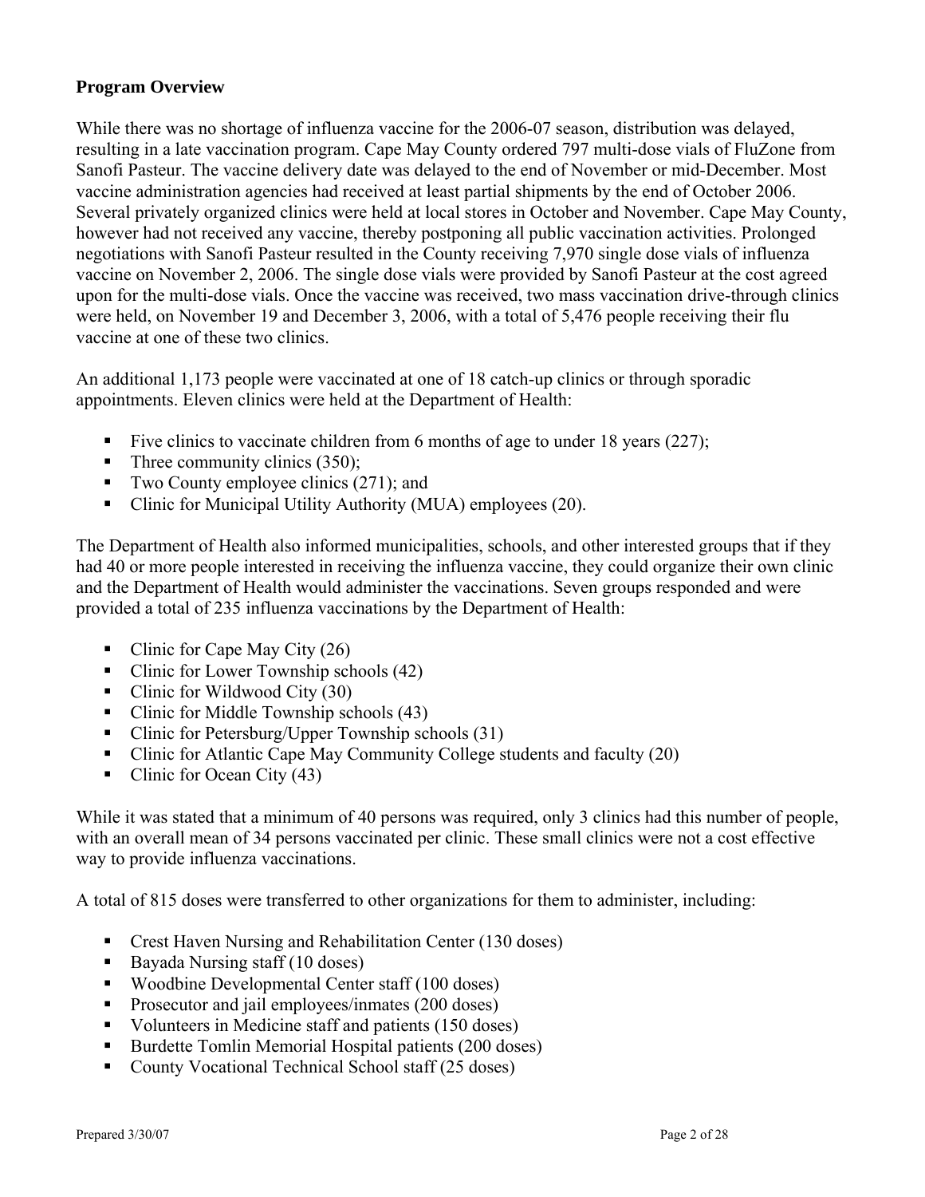**Program Overview**

While there was no shortage of influenza vaccine for the 2006-07 season, distribution was delayed, resulting in a late vaccination program. Cape May County ordered 797 multi-dose vials of FluZone from Sanofi Pasteur. The vaccine delivery date was delayed to the end of November or mid-December. Most vaccine administration agencies had received at least partial shipments by the end of October 2006. Several privately organized clinics were held at local stores in October and November. Cape May County, however had not received any vaccine, thereby postponing all public vaccination activities. Prolonged negotiations with Sanofi Pasteur resulted in the County receiving 7,970 single dose vials of influenza vaccine on November 2, 2006. The single dose vials were provided by Sanofi Pasteur at the cost agreed upon for the multi-dose vials. Once the vaccine was received, two mass vaccination drive-through clinics were held, on November 19 and December 3, 2006, with a total of 5,476 people receiving their flu vaccine at one of these two clinics.

An additional 1,173 people were vaccinated at one of 18 catch-up clinics or through sporadic appointments. Eleven clinics were held at the Department of Health:

- Five clinics to vaccinate children from 6 months of age to under 18 years (227);
- Three community clinics (350);
- Two County employee clinics (271); and
- Clinic for Municipal Utility Authority (MUA) employees (20).

The Department of Health also informed municipalities, schools, and other interested groups that if they had 40 or more people interested in receiving the influenza vaccine, they could organize their own clinic and the Department of Health would administer the vaccinations. Seven groups responded and were provided a total of 235 influenza vaccinations by the Department of Health:

- Clinic for Cape May City (26)
- Clinic for Lower Township schools (42)
- Clinic for Wildwood City (30)
- Clinic for Middle Township schools (43)
- Clinic for Petersburg/Upper Township schools (31)
- Clinic for Atlantic Cape May Community College students and faculty (20)
- Clinic for Ocean City (43)

While it was stated that a minimum of 40 persons was required, only 3 clinics had this number of people, with an overall mean of 34 persons vaccinated per clinic. These small clinics were not a cost effective way to provide influenza vaccinations.

A total of 815 doses were transferred to other organizations for them to administer, including:

- Crest Haven Nursing and Rehabilitation Center (130 doses)
- Bayada Nursing staff (10 doses)
- Woodbine Developmental Center staff (100 doses)
- Prosecutor and jail employees/inmates (200 doses)
- Volunteers in Medicine staff and patients (150 doses)
- Burdette Tomlin Memorial Hospital patients (200 doses)
- County Vocational Technical School staff (25 doses)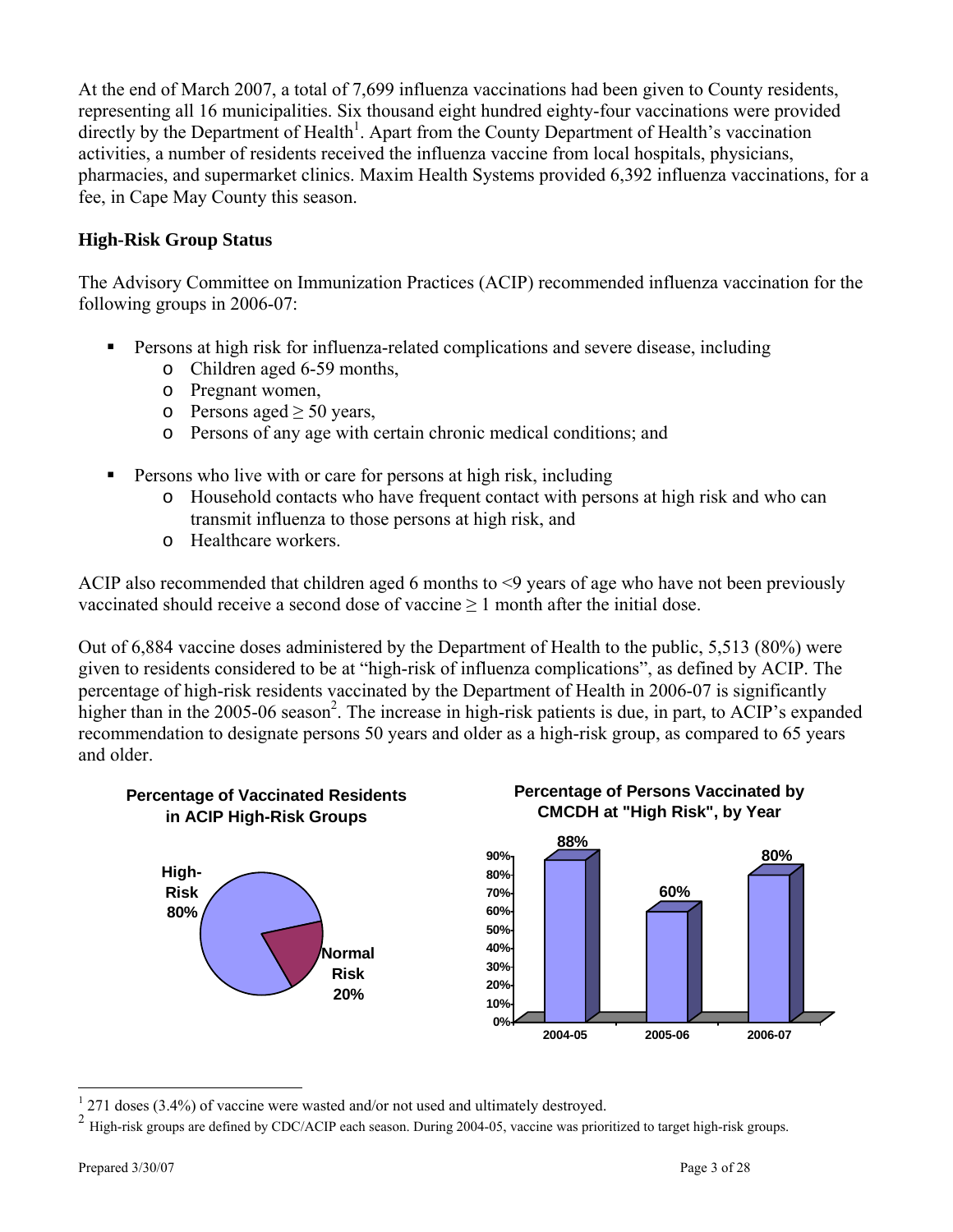At the end of March 2007, a total of 7,699 influenza vaccinations had been given to County residents, representing all 16 municipalities. Six thousand eight hundred eighty-four vaccinations were provided directly by the Department of Health[1]. Apart from the County Department of Health's vaccination activities, a number of residents received the influenza vaccine from local hospitals, physicians, pharmacies, and supermarket clinics. Maxim Health Systems provided 6,392 influenza vaccinations, for a fee, in Cape May County this season.

### High-Risk Group Status

The Advisory Committee on Immunization Practices (ACIP) recommended influenza vaccination for the following groups in 2006-07:

- Persons at high risk for influenza-related complications and severe disease, including
  - Children aged 6-59 months,
  - Pregnant women,
  - Persons aged ≥ 50 years,
  - Persons of any age with certain chronic medical conditions; and
- Persons who live with or care for persons at high risk, including
  - Household contacts who have frequent contact with persons at high risk and who can transmit influenza to those persons at high risk, and
  - Healthcare workers.

ACIP also recommended that children aged 6 months to <9 years of age who have not been previously vaccinated should receive a second dose of vaccine ≥ 1 month after the initial dose.

Out of 6,884 vaccine doses administered by the Department of Health to the public, 5,513 (80%) were given to residents considered to be at "high-risk of influenza complications", as defined by ACIP. The percentage of high-risk residents vaccinated by the Department of Health in 2006-07 is significantly higher than in the 2005-06 season[2]. The increase in high-risk patients is due, in part, to ACIP's expanded recommendation to designate persons 50 years and older as a high-risk group, as compared to 65 years and older.

**Percentage of Vaccinated Residents in ACIP High-Risk Groups**

| Group | Percentage |
|---|---|
| High-Risk | 80% |
| Normal Risk | 20% |

**Percentage of Persons Vaccinated by CMCDH at "High Risk", by Year**

| Year | Percentage |
|---|---|
| 2004-05 | 88% |
| 2005-06 | 60% |
| 2006-07 | 80% |

---

[1] 271 doses (3.4%) of vaccine were wasted and/or not used and ultimately destroyed.

[2] High-risk groups are defined by CDC/ACIP each season. During 2004-05, vaccine was prioritized to target high-risk groups.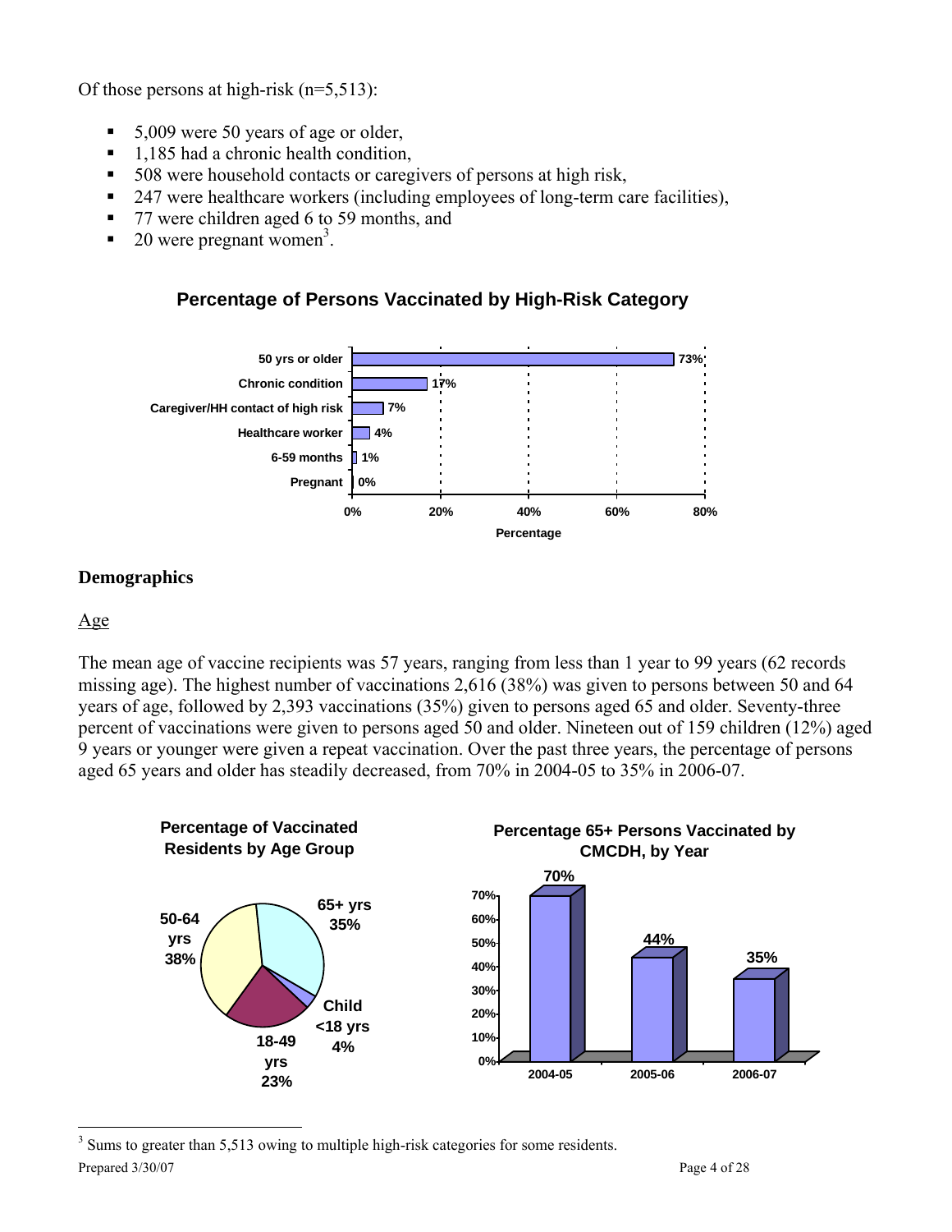Of those persons at high-risk (n=5,513):

- 5,009 were 50 years of age or older,
- 1,185 had a chronic health condition,
- 508 were household contacts or caregivers of persons at high risk,
- 247 were healthcare workers (including employees of long-term care facilities),
- 77 were children aged 6 to 59 months, and
- 20 were pregnant women[3].

**Percentage of Persons Vaccinated by High-Risk Category**

| High-Risk Category | Percentage |
|---|---|
| 50 yrs or older | 73% |
| Chronic condition | 17% |
| Caregiver/HH contact of high risk | 7% |
| Healthcare worker | 4% |
| 6-59 months | 1% |
| Pregnant | 0% |

## Demographics

### Age

The mean age of vaccine recipients was 57 years, ranging from less than 1 year to 99 years (62 records missing age). The highest number of vaccinations 2,616 (38%) was given to persons between 50 and 64 years of age, followed by 2,393 vaccinations (35%) given to persons aged 65 and older. Seventy-three percent of vaccinations were given to persons aged 50 and older. Nineteen out of 159 children (12%) aged 9 years or younger were given a repeat vaccination. Over the past three years, the percentage of persons aged 65 years and older has steadily decreased, from 70% in 2004-05 to 35% in 2006-07.

**Percentage of Vaccinated Residents by Age Group**

| Age Group | Percentage |
|---|---|
| 65+ yrs | 35% |
| 50-64 yrs | 38% |
| 18-49 yrs | 23% |
| Child <18 yrs | 4% |

**Percentage 65+ Persons Vaccinated by CMCDH, by Year**

| Year | Percentage |
|---|---|
| 2004-05 | 70% |
| 2005-06 | 44% |
| 2006-07 | 35% |

[3] Sums to greater than 5,513 owing to multiple high-risk categories for some residents.

Prepared 3/30/07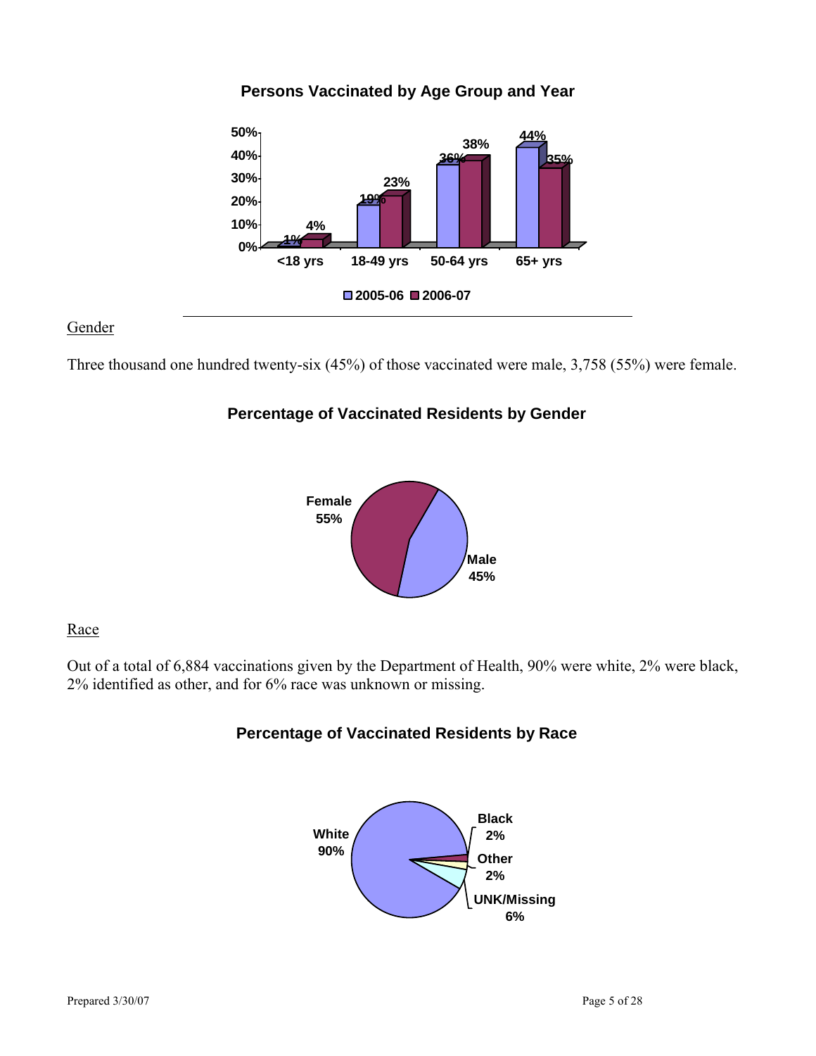**Persons Vaccinated by Age Group and Year**

| Age Group | 2005-06 | 2006-07 |
|---|---|---|
| <18 yrs | 1% | 4% |
| 18-49 yrs | 19% | 23% |
| 50-64 yrs | 36% | 38% |
| 65+ yrs | 44% | 35% |

Gender

Three thousand one hundred twenty-six (45%) of those vaccinated were male, 3,758 (55%) were female.

**Percentage of Vaccinated Residents by Gender**

| Gender | Percentage |
|---|---|
| Female | 55% |
| Male | 45% |

Race

Out of a total of 6,884 vaccinations given by the Department of Health, 90% were white, 2% were black, 2% identified as other, and for 6% race was unknown or missing.

**Percentage of Vaccinated Residents by Race**

| Race | Percentage |
|---|---|
| White | 90% |
| Black | 2% |
| Other | 2% |
| UNK/Missing | 6% |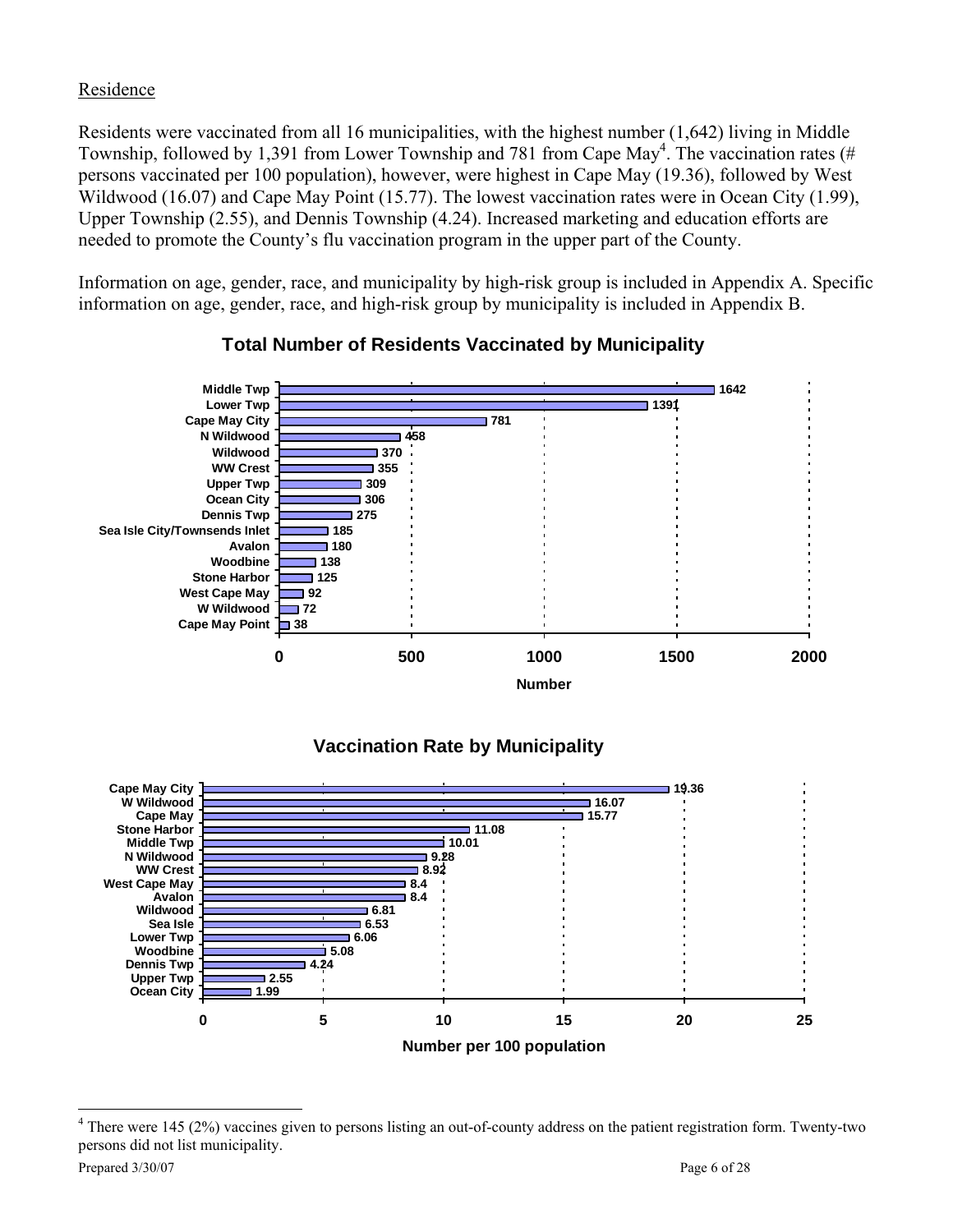Residence

Residents were vaccinated from all 16 municipalities, with the highest number (1,642) living in Middle Township, followed by 1,391 from Lower Township and 781 from Cape May[4]. The vaccination rates (# persons vaccinated per 100 population), however, were highest in Cape May (19.36), followed by West Wildwood (16.07) and Cape May Point (15.77). The lowest vaccination rates were in Ocean City (1.99), Upper Township (2.55), and Dennis Township (4.24). Increased marketing and education efforts are needed to promote the County's flu vaccination program in the upper part of the County.

Information on age, gender, race, and municipality by high-risk group is included in Appendix A. Specific information on age, gender, race, and high-risk group by municipality is included in Appendix B.

**Total Number of Residents Vaccinated by Municipality**

| Municipality | Number |
|---|---|
| Middle Twp | 1642 |
| Lower Twp | 1391 |
| Cape May City | 781 |
| N Wildwood | 458 |
| Wildwood | 370 |
| WW Crest | 355 |
| Upper Twp | 309 |
| Ocean City | 306 |
| Dennis Twp | 275 |
| Sea Isle City/Townsends Inlet | 185 |
| Avalon | 180 |
| Woodbine | 138 |
| Stone Harbor | 125 |
| West Cape May | 92 |
| W Wildwood | 72 |
| Cape May Point | 38 |

**Vaccination Rate by Municipality**

| Municipality | Number per 100 population |
|---|---|
| Cape May City | 19.36 |
| W Wildwood | 16.07 |
| Cape May | 15.77 |
| Stone Harbor | 11.08 |
| Middle Twp | 10.01 |
| N Wildwood | 9.28 |
| WW Crest | 8.92 |
| West Cape May | 8.4 |
| Avalon | 8.4 |
| Wildwood | 6.81 |
| Sea Isle | 6.53 |
| Lower Twp | 6.06 |
| Woodbine | 5.08 |
| Dennis Twp | 4.24 |
| Upper Twp | 2.55 |
| Ocean City | 1.99 |

[4] There were 145 (2%) vaccines given to persons listing an out-of-county address on the patient registration form. Twenty-two persons did not list municipality.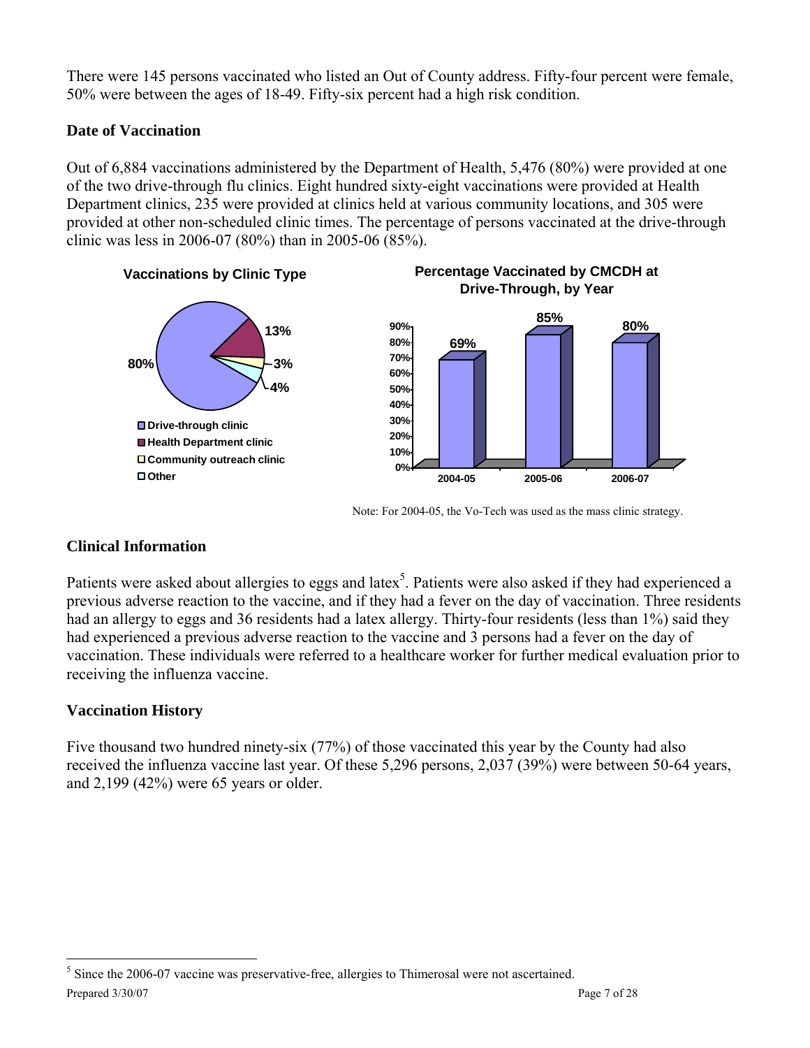There were 145 persons vaccinated who listed an Out of County address. Fifty-four percent were female, 50% were between the ages of 18-49. Fifty-six percent had a high risk condition.

### Date of Vaccination

Out of 6,884 vaccinations administered by the Department of Health, 5,476 (80%) were provided at one of the two drive-through flu clinics. Eight hundred sixty-eight vaccinations were provided at Health Department clinics, 235 were provided at clinics held at various community locations, and 305 were provided at other non-scheduled clinic times. The percentage of persons vaccinated at the drive-through clinic was less in 2006-07 (80%) than in 2005-06 (85%).

**Vaccinations by Clinic Type**

| Clinic Type | Percentage |
|---|---|
| Drive-through clinic | 80% |
| Health Department clinic | 13% |
| Community outreach clinic | 3% |
| Other | 4% |

**Percentage Vaccinated by CMCDH at Drive-Through, by Year**

| Year | Percentage |
|---|---|
| 2004-05 | 69% |
| 2005-06 | 85% |
| 2006-07 | 80% |

Note: For 2004-05, the Vo-Tech was used as the mass clinic strategy.

### Clinical Information

Patients were asked about allergies to eggs and latex[5]. Patients were also asked if they had experienced a previous adverse reaction to the vaccine, and if they had a fever on the day of vaccination. Three residents had an allergy to eggs and 36 residents had a latex allergy. Thirty-four residents (less than 1%) said they had experienced a previous adverse reaction to the vaccine and 3 persons had a fever on the day of vaccination. These individuals were referred to a healthcare worker for further medical evaluation prior to receiving the influenza vaccine.

### Vaccination History

Five thousand two hundred ninety-six (77%) of those vaccinated this year by the County had also received the influenza vaccine last year. Of these 5,296 persons, 2,037 (39%) were between 50-64 years, and 2,199 (42%) were 65 years or older.

[5] Since the 2006-07 vaccine was preservative-free, allergies to Thimerosal were not ascertained.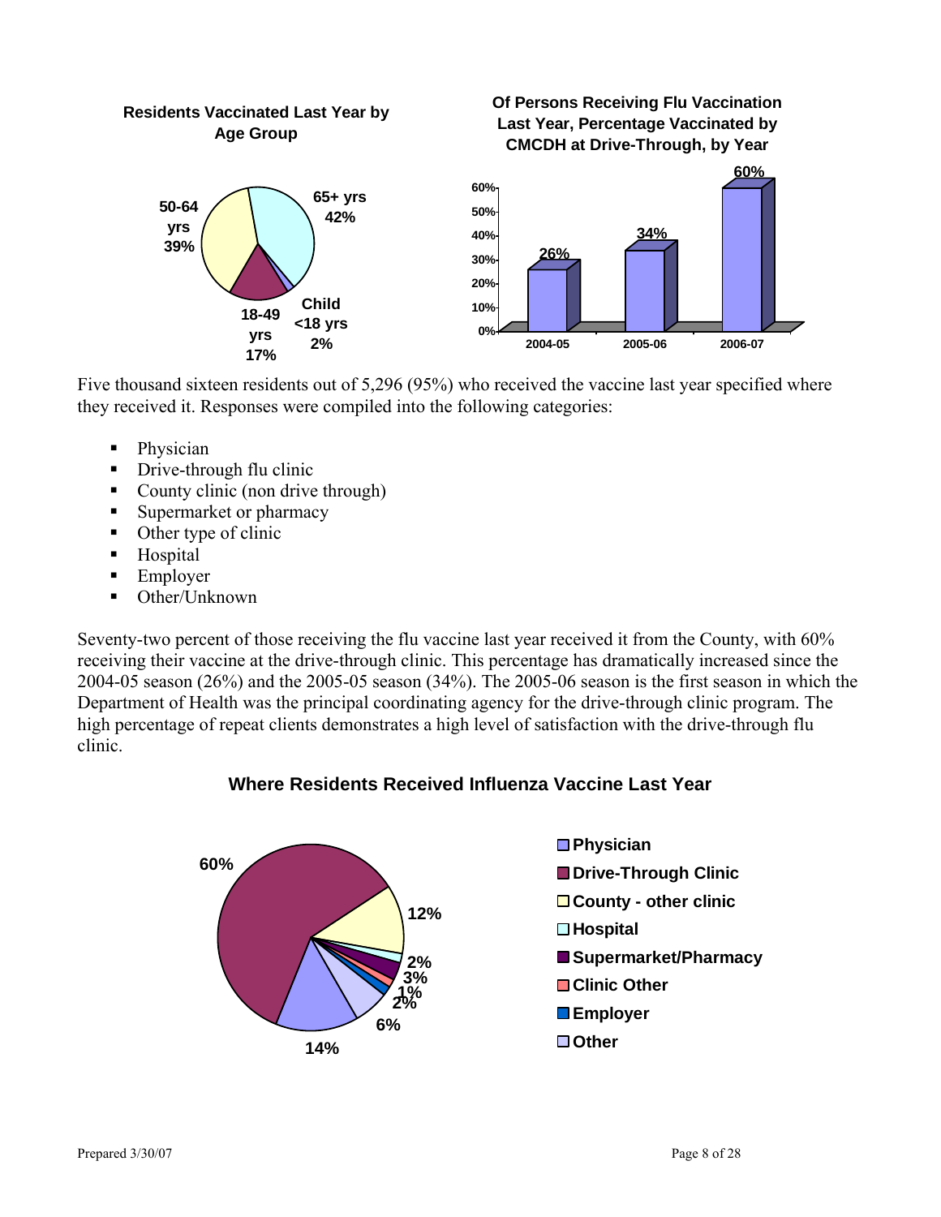**Residents Vaccinated Last Year by Age Group**

- 65+ yrs 42%
- 50-64 yrs 39%
- 18-49 yrs 17%
- Child <18 yrs 2%

**Of Persons Receiving Flu Vaccination Last Year, Percentage Vaccinated by CMCDH at Drive-Through, by Year**

| Year | Percentage |
|---|---|
| 2004-05 | 26% |
| 2005-06 | 34% |
| 2006-07 | 60% |

Five thousand sixteen residents out of 5,296 (95%) who received the vaccine last year specified where they received it. Responses were compiled into the following categories:

- Physician
- Drive-through flu clinic
- County clinic (non drive through)
- Supermarket or pharmacy
- Other type of clinic
- Hospital
- Employer
- Other/Unknown

Seventy-two percent of those receiving the flu vaccine last year received it from the County, with 60% receiving their vaccine at the drive-through clinic. This percentage has dramatically increased since the 2004-05 season (26%) and the 2005-05 season (34%). The 2005-06 season is the first season in which the Department of Health was the principal coordinating agency for the drive-through clinic program. The high percentage of repeat clients demonstrates a high level of satisfaction with the drive-through flu clinic.

**Where Residents Received Influenza Vaccine Last Year**

| Location | Percentage |
|---|---|
| Physician | 14% |
| Drive-Through Clinic | 60% |
| County - other clinic | 12% |
| Hospital | 2% |
| Supermarket/Pharmacy | 3% |
| Clinic Other | 1% |
| Employer | 2% |
| Other | 6% |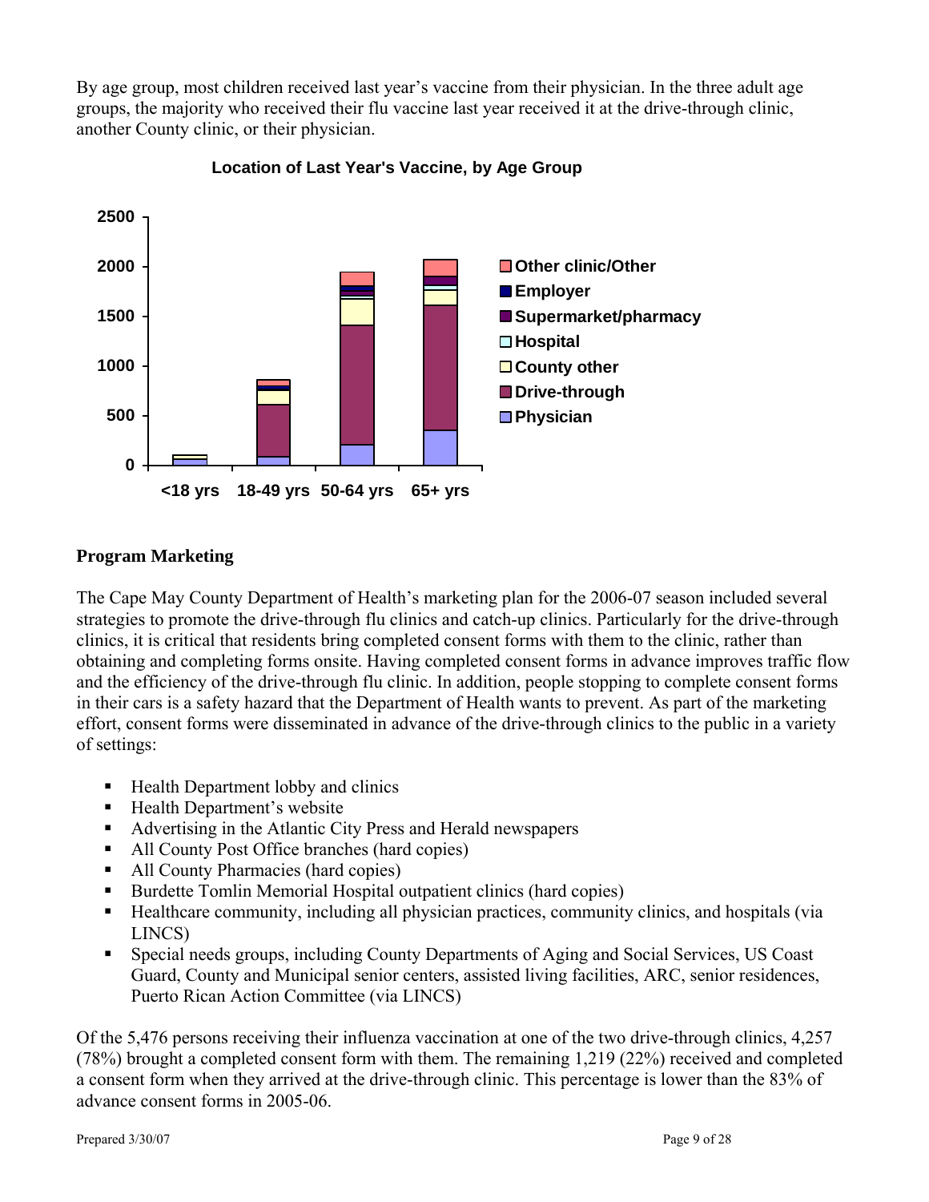By age group, most children received last year's vaccine from their physician. In the three adult age groups, the majority who received their flu vaccine last year received it at the drive-through clinic, another County clinic, or their physician.

**Location of Last Year's Vaccine, by Age Group**

## Program Marketing

The Cape May County Department of Health's marketing plan for the 2006-07 season included several strategies to promote the drive-through flu clinics and catch-up clinics. Particularly for the drive-through clinics, it is critical that residents bring completed consent forms with them to the clinic, rather than obtaining and completing forms onsite. Having completed consent forms in advance improves traffic flow and the efficiency of the drive-through flu clinic. In addition, people stopping to complete consent forms in their cars is a safety hazard that the Department of Health wants to prevent. As part of the marketing effort, consent forms were disseminated in advance of the drive-through clinics to the public in a variety of settings:

- Health Department lobby and clinics
- Health Department's website
- Advertising in the Atlantic City Press and Herald newspapers
- All County Post Office branches (hard copies)
- All County Pharmacies (hard copies)
- Burdette Tomlin Memorial Hospital outpatient clinics (hard copies)
- Healthcare community, including all physician practices, community clinics, and hospitals (via LINCS)
- Special needs groups, including County Departments of Aging and Social Services, US Coast Guard, County and Municipal senior centers, assisted living facilities, ARC, senior residences, Puerto Rican Action Committee (via LINCS)

Of the 5,476 persons receiving their influenza vaccination at one of the two drive-through clinics, 4,257 (78%) brought a completed consent form with them. The remaining 1,219 (22%) received and completed a consent form when they arrived at the drive-through clinic. This percentage is lower than the 83% of advance consent forms in 2005-06.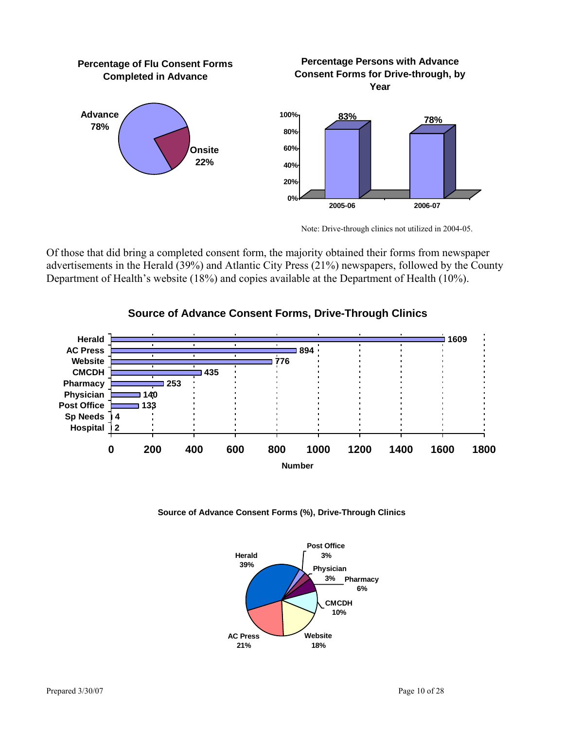**Percentage of Flu Consent Forms Completed in Advance**

Advance 78%

Onsite 22%

**Percentage Persons with Advance Consent Forms for Drive-through, by Year**

| Year | Percentage |
| --- | --- |
| 2005-06 | 83% |
| 2006-07 | 78% |

Note: Drive-through clinics not utilized in 2004-05.

Of those that did bring a completed consent form, the majority obtained their forms from newspaper advertisements in the Herald (39%) and Atlantic City Press (21%) newspapers, followed by the County Department of Health's website (18%) and copies available at the Department of Health (10%).

**Source of Advance Consent Forms, Drive-Through Clinics**

| Source | Number |
| --- | --- |
| Herald | 1609 |
| AC Press | 894 |
| Website | 776 |
| CMCDH | 435 |
| Pharmacy | 253 |
| Physician | 140 |
| Post Office | 133 |
| Sp Needs | 4 |
| Hospital | 2 |

**Source of Advance Consent Forms (%), Drive-Through Clinics**

| Source | Percent |
| --- | --- |
| Herald | 39% |
| AC Press | 21% |
| Website | 18% |
| CMCDH | 10% |
| Pharmacy | 6% |
| Physician | 3% |
| Post Office | 3% |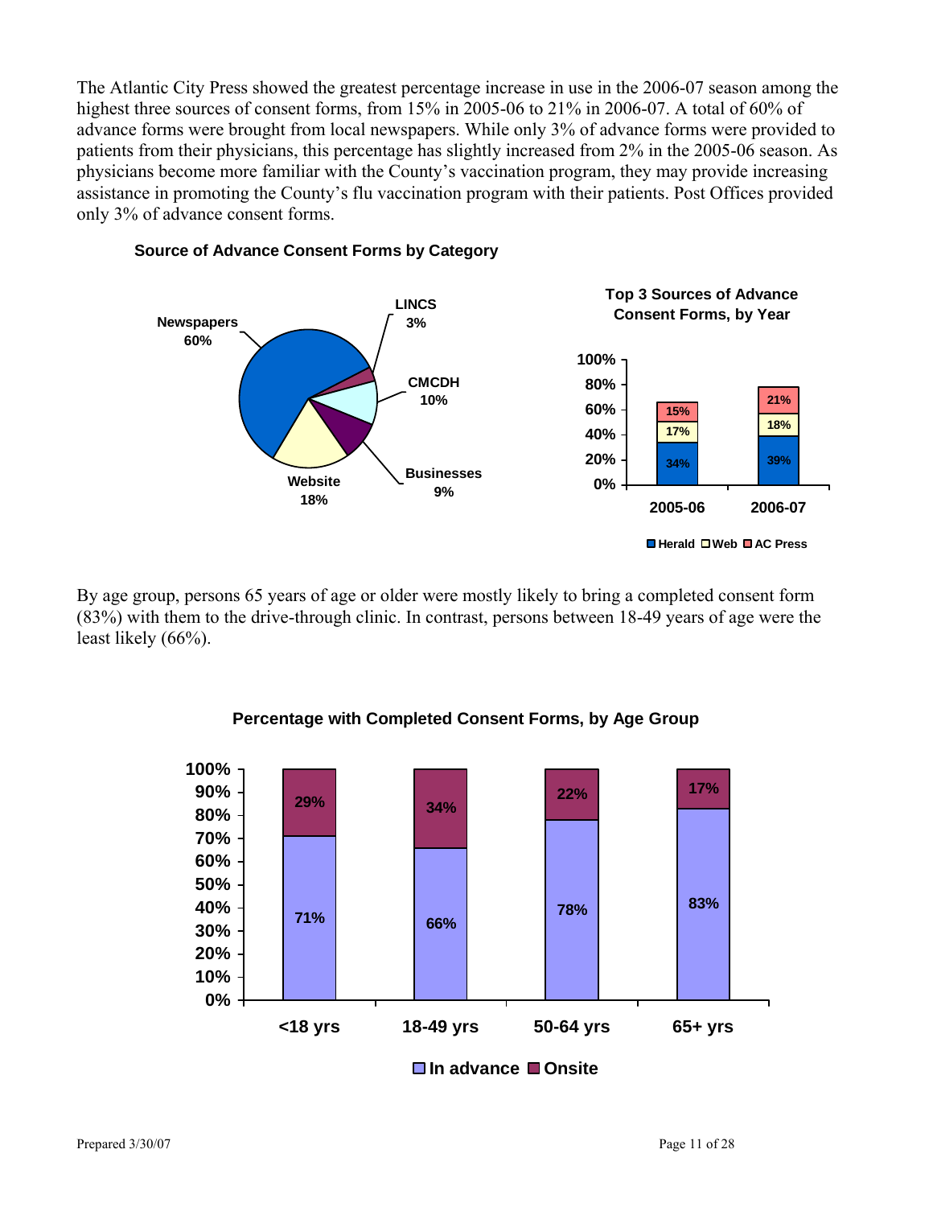The Atlantic City Press showed the greatest percentage increase in use in the 2006-07 season among the highest three sources of consent forms, from 15% in 2005-06 to 21% in 2006-07. A total of 60% of advance forms were brought from local newspapers. While only 3% of advance forms were provided to patients from their physicians, this percentage has slightly increased from 2% in the 2005-06 season. As physicians become more familiar with the County's vaccination program, they may provide increasing assistance in promoting the County's flu vaccination program with their patients. Post Offices provided only 3% of advance consent forms.

**Source of Advance Consent Forms by Category**

| Category | Percent |
|---|---|
| Newspapers | 60% |
| LINCS | 3% |
| CMCDH | 10% |
| Businesses | 9% |
| Website | 18% |

**Top 3 Sources of Advance Consent Forms, by Year**

| Source | 2005-06 | 2006-07 |
|---|---|---|
| Herald | 34% | 39% |
| Web | 17% | 18% |
| AC Press | 15% | 21% |

By age group, persons 65 years of age or older were mostly likely to bring a completed consent form (83%) with them to the drive-through clinic. In contrast, persons between 18-49 years of age were the least likely (66%).

**Percentage with Completed Consent Forms, by Age Group**

| Age Group | In advance | Onsite |
|---|---|---|
| <18 yrs | 71% | 29% |
| 18-49 yrs | 66% | 34% |
| 50-64 yrs | 78% | 22% |
| 65+ yrs | 83% | 17% |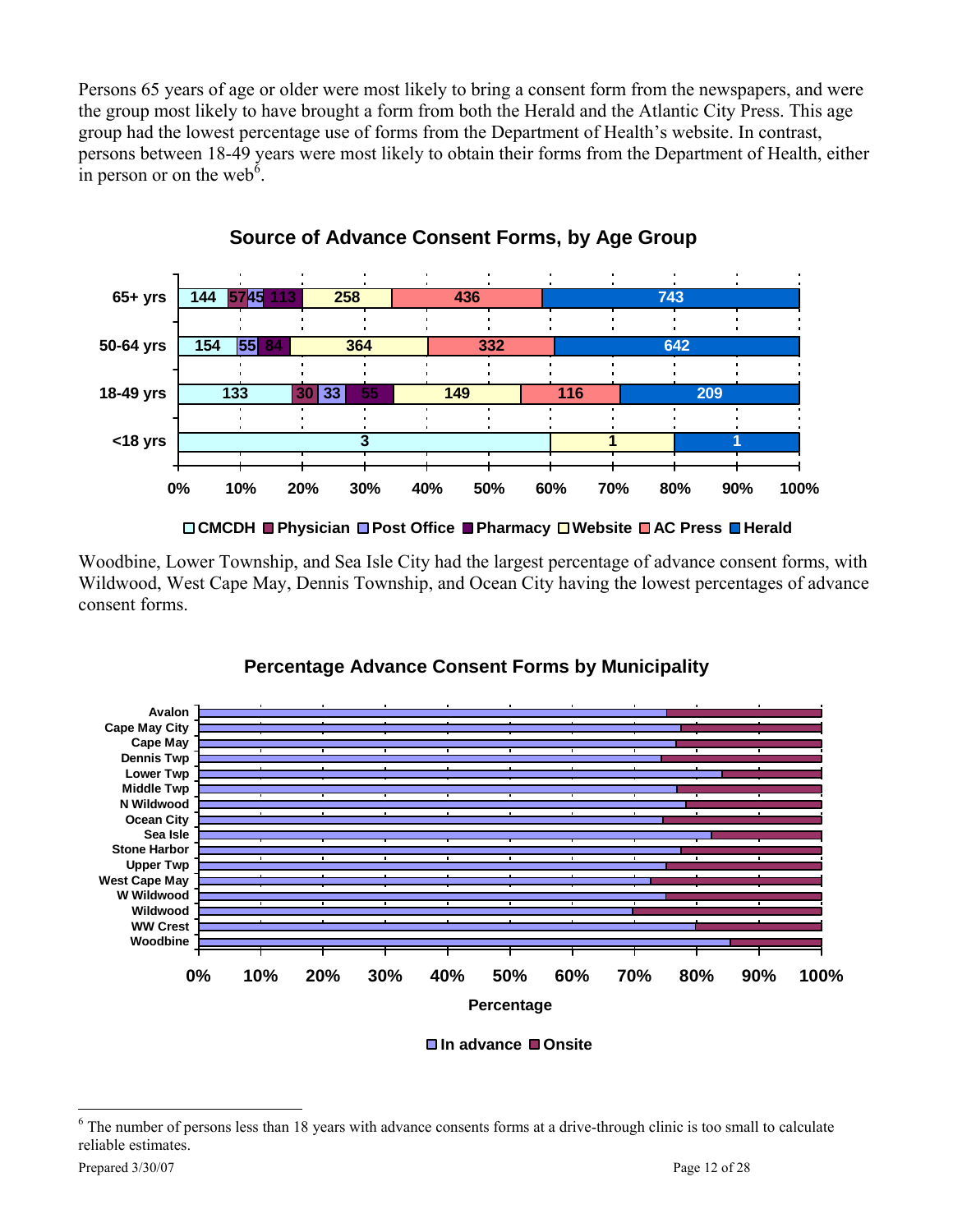Persons 65 years of age or older were most likely to bring a consent form from the newspapers, and were the group most likely to have brought a form from both the Herald and the Atlantic City Press. This age group had the lowest percentage use of forms from the Department of Health's website. In contrast, persons between 18-49 years were most likely to obtain their forms from the Department of Health, either in person or on the web[6].

**Source of Advance Consent Forms, by Age Group**

| Age Group | CMCDH | Physician | Post Office | Pharmacy | Website | AC Press | Herald |
|---|---|---|---|---|---|---|---|
| 65+ yrs | 144 | 57 | 45 | 113 | 258 | 436 | 743 |
| 50-64 yrs | 154 | | 55 | 84 | 364 | 332 | 642 |
| 18-49 yrs | 133 | 30 | 33 | 55 | 149 | 116 | 209 |
| <18 yrs | 3 | | | | 1 | | 1 |

Woodbine, Lower Township, and Sea Isle City had the largest percentage of advance consent forms, with Wildwood, West Cape May, Dennis Township, and Ocean City having the lowest percentages of advance consent forms.

**Percentage Advance Consent Forms by Municipality**

Municipalities: Avalon, Cape May City, Cape May, Dennis Twp, Lower Twp, Middle Twp, N Wildwood, Ocean City, Sea Isle, Stone Harbor, Upper Twp, West Cape May, W Wildwood, Wildwood, WW Crest, Woodbine

Percentage (0%–100%)

In advance / Onsite

[6] The number of persons less than 18 years with advance consents forms at a drive-through clinic is too small to calculate reliable estimates.

Prepared 3/30/07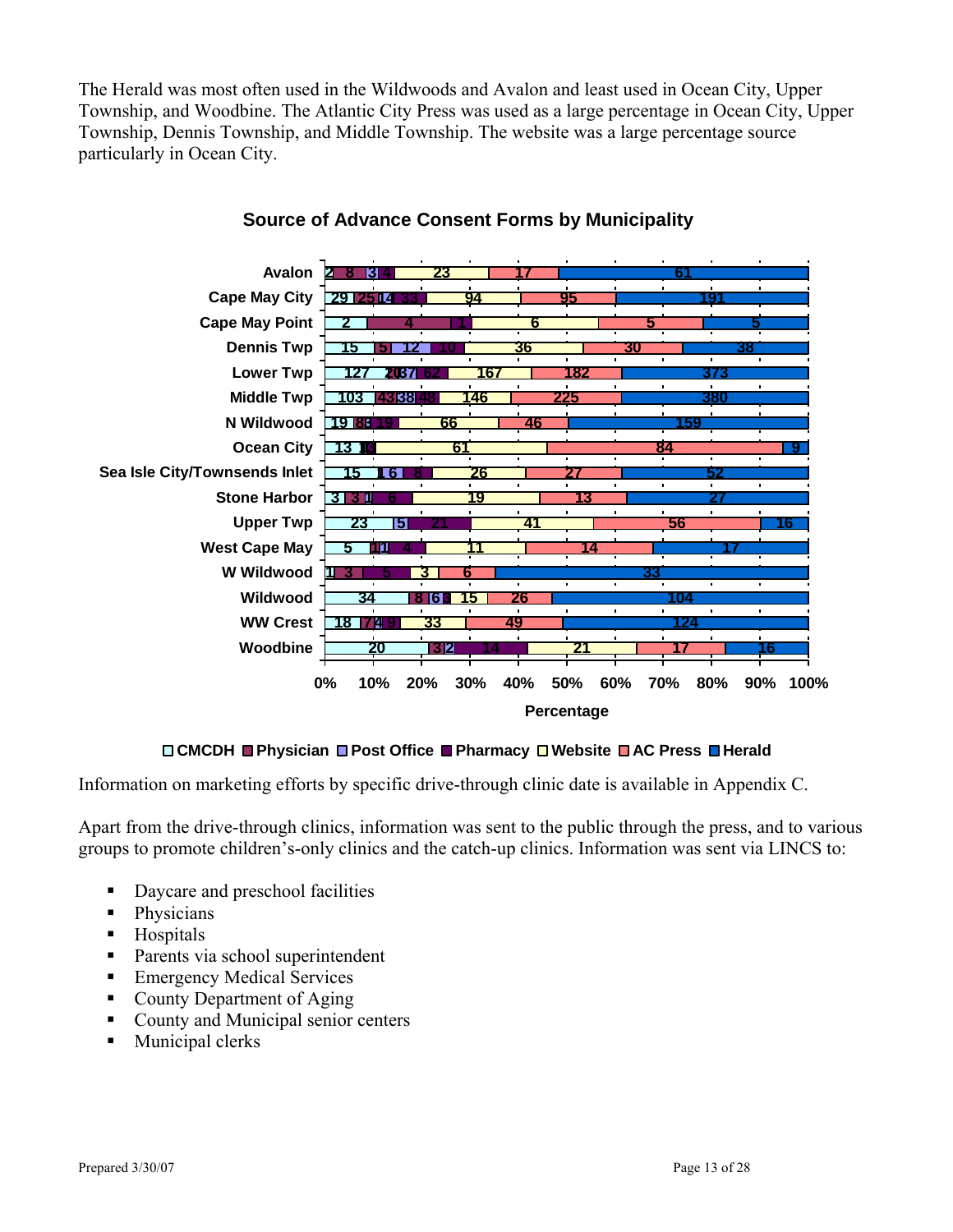The Herald was most often used in the Wildwoods and Avalon and least used in Ocean City, Upper Township, and Woodbine. The Atlantic City Press was used as a large percentage in Ocean City, Upper Township, Dennis Township, and Middle Township. The website was a large percentage source particularly in Ocean City.

**Source of Advance Consent Forms by Municipality**

| Municipality | CMCDH | Physician | Post Office | Pharmacy | Website | AC Press | Herald |
|---|---|---|---|---|---|---|---|
| Avalon | 2 | 8 | 3 | 4 | 23 | 17 | 61 |
| Cape May City | 29 | 25 | 14 | 33 | 94 | 95 | 191 |
| Cape May Point | 2 | 4 | | 1 | 6 | 5 | 5 |
| Dennis Twp | 15 | 5 | 12 | 10 | 36 | 30 | 38 |
| Lower Twp | 127 | 20 | 37 | 62 | 167 | 182 | 373 |
| Middle Twp | 103 | 43 | 38 | 48 | 146 | 225 | 380 |
| N Wildwood | 19 | 8 | 3 | 19 | 66 | 46 | 159 |
| Ocean City | 13 | 1 | | 3 | 61 | 84 | 9 |
| Sea Isle City/Townsends Inlet | 15 | | 1 | 6 | 8 | 26 | 27 | 52 |
| Stone Harbor | 3 | 3 | 1 | 6 | 19 | 13 | 27 |
| Upper Twp | 23 | | 5 | 21 | 41 | 56 | 16 |
| West Cape May | 5 | 1 | 1 | 4 | 11 | 14 | 17 |
| W Wildwood | 1 | 3 | | 5 | 3 | 6 | 33 |
| Wildwood | 34 | 8 | 6 | 1 | 15 | 26 | 104 |
| WW Crest | 18 | 7 | 4 | 9 | 33 | 49 | 124 |
| Woodbine | 20 | 3 | 2 | 14 | 21 | 17 | 16 |

Percentage

□ CMCDH ■ Physician ■ Post Office ■ Pharmacy □ Website ■ AC Press ■ Herald

Information on marketing efforts by specific drive-through clinic date is available in Appendix C.

Apart from the drive-through clinics, information was sent to the public through the press, and to various groups to promote children's-only clinics and the catch-up clinics. Information was sent via LINCS to:

- Daycare and preschool facilities
- Physicians
- Hospitals
- Parents via school superintendent
- Emergency Medical Services
- County Department of Aging
- County and Municipal senior centers
- Municipal clerks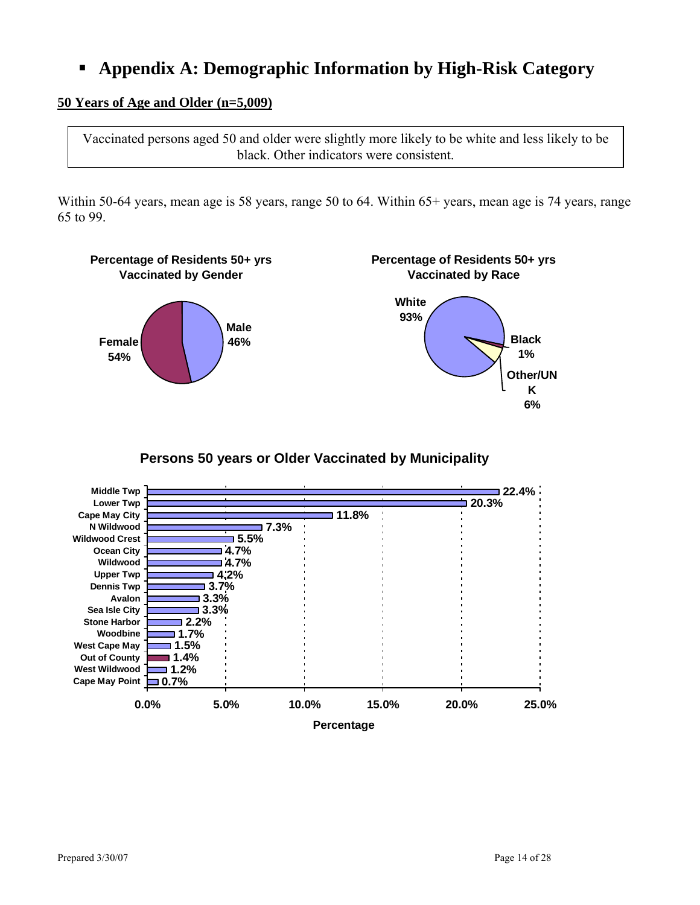# ▪ Appendix A: Demographic Information by High-Risk Category

**50 Years of Age and Older (n=5,009)**

Vaccinated persons aged 50 and older were slightly more likely to be white and less likely to be black. Other indicators were consistent.

Within 50-64 years, mean age is 58 years, range 50 to 64. Within 65+ years, mean age is 74 years, range 65 to 99.

**Percentage of Residents 50+ yrs Vaccinated by Gender**

| Gender | Percentage |
| --- | --- |
| Female | 54% |
| Male | 46% |

**Percentage of Residents 50+ yrs Vaccinated by Race**

| Race | Percentage |
| --- | --- |
| White | 93% |
| Black | 1% |
| Other/UNK | 6% |

**Persons 50 years or Older Vaccinated by Municipality**

| Municipality | Percentage |
| --- | --- |
| Middle Twp | 22.4% |
| Lower Twp | 20.3% |
| Cape May City | 11.8% |
| N Wildwood | 7.3% |
| Wildwood Crest | 5.5% |
| Ocean City | 4.7% |
| Wildwood | 4.7% |
| Upper Twp | 4.2% |
| Dennis Twp | 3.7% |
| Avalon | 3.3% |
| Sea Isle City | 3.3% |
| Stone Harbor | 2.2% |
| Woodbine | 1.7% |
| West Cape May | 1.5% |
| Out of County | 1.4% |
| West Wildwood | 1.2% |
| Cape May Point | 0.7% |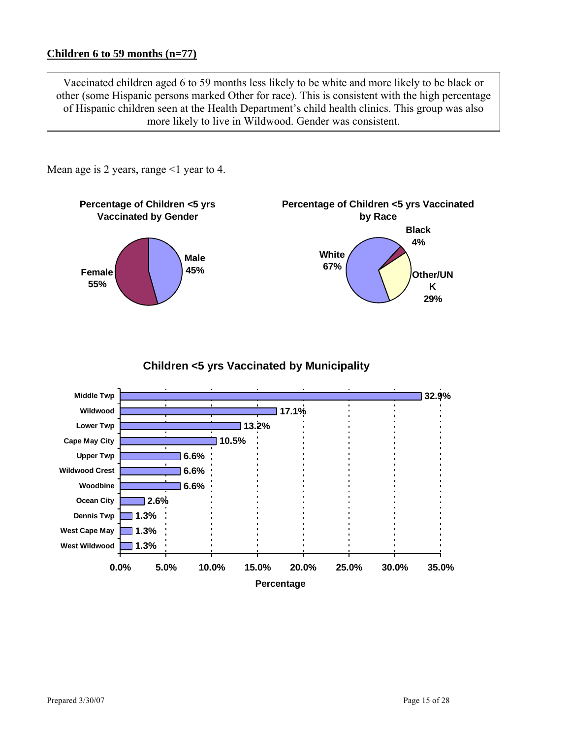**Children 6 to 59 months (n=77)**

> Vaccinated children aged 6 to 59 months less likely to be white and more likely to be black or other (some Hispanic persons marked Other for race). This is consistent with the high percentage of Hispanic children seen at the Health Department's child health clinics. This group was also more likely to live in Wildwood. Gender was consistent.

Mean age is 2 years, range <1 year to 4.

**Percentage of Children <5 yrs Vaccinated by Gender**

| Gender | Percentage |
|---|---|
| Female | 55% |
| Male | 45% |

**Percentage of Children <5 yrs Vaccinated by Race**

| Race | Percentage |
|---|---|
| White | 67% |
| Black | 4% |
| Other/UNK | 29% |

**Children <5 yrs Vaccinated by Municipality**

| Municipality | Percentage |
|---|---|
| Middle Twp | 32.9% |
| Wildwood | 17.1% |
| Lower Twp | 13.2% |
| Cape May City | 10.5% |
| Upper Twp | 6.6% |
| Wildwood Crest | 6.6% |
| Woodbine | 6.6% |
| Ocean City | 2.6% |
| Dennis Twp | 1.3% |
| West Cape May | 1.3% |
| West Wildwood | 1.3% |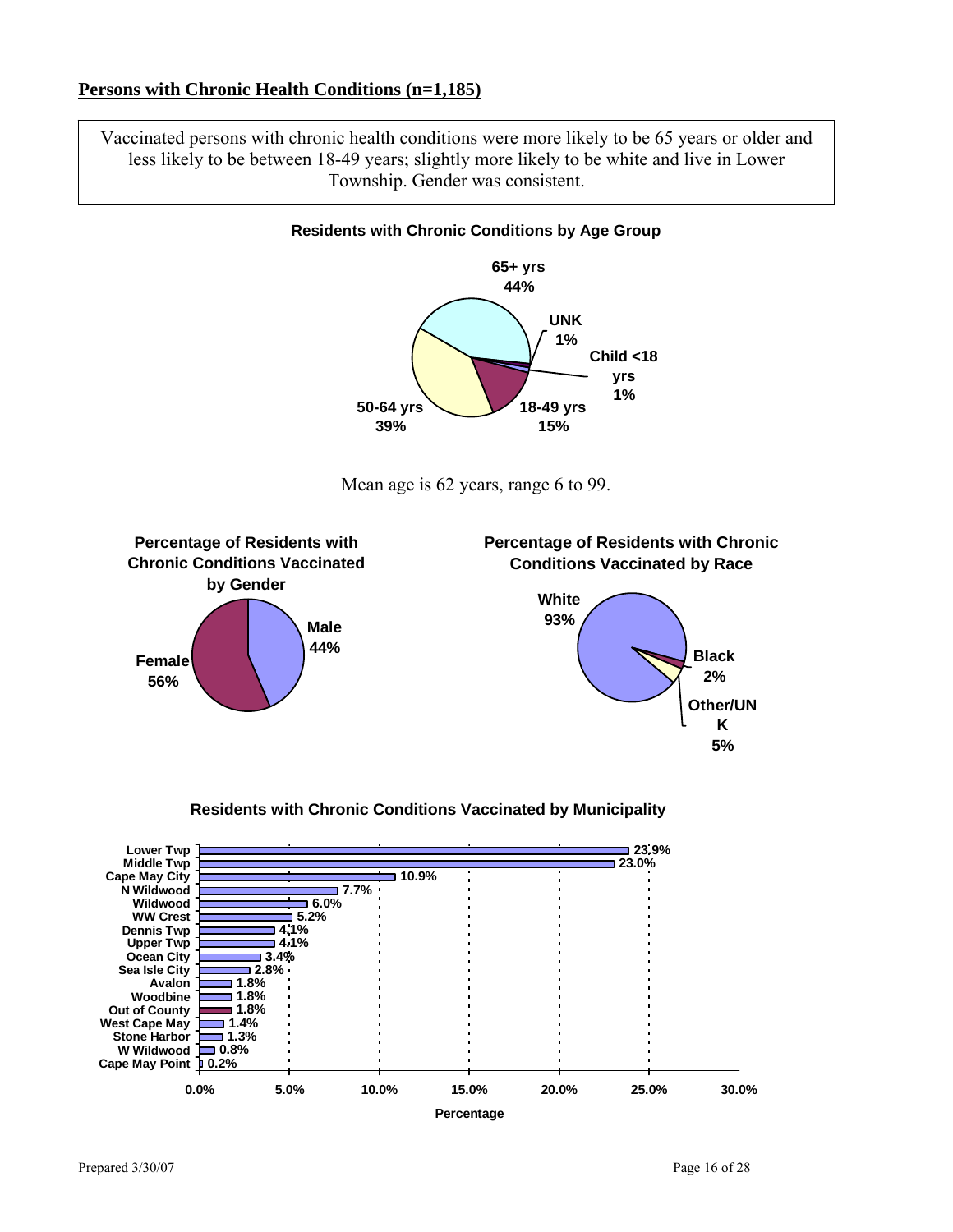## Persons with Chronic Health Conditions (n=1,185)

Vaccinated persons with chronic health conditions were more likely to be 65 years or older and less likely to be between 18-49 years; slightly more likely to be white and live in Lower Township. Gender was consistent.

**Residents with Chronic Conditions by Age Group**

| Age Group | Percentage |
| --- | --- |
| 65+ yrs | 44% |
| UNK | 1% |
| Child <18 yrs | 1% |
| 18-49 yrs | 15% |
| 50-64 yrs | 39% |

Mean age is 62 years, range 6 to 99.

**Percentage of Residents with Chronic Conditions Vaccinated by Gender**

| Gender | Percentage |
| --- | --- |
| Male | 44% |
| Female | 56% |

**Percentage of Residents with Chronic Conditions Vaccinated by Race**

| Race | Percentage |
| --- | --- |
| White | 93% |
| Black | 2% |
| Other/UNK | 5% |

**Residents with Chronic Conditions Vaccinated by Municipality**

| Municipality | Percentage |
| --- | --- |
| Lower Twp | 23.9% |
| Middle Twp | 23.0% |
| Cape May City | 10.9% |
| N Wildwood | 7.7% |
| Wildwood | 6.0% |
| WW Crest | 5.2% |
| Dennis Twp | 4.1% |
| Upper Twp | 4.1% |
| Ocean City | 3.4% |
| Sea Isle City | 2.8% |
| Avalon | 1.8% |
| Woodbine | 1.8% |
| Out of County | 1.8% |
| West Cape May | 1.4% |
| Stone Harbor | 1.3% |
| W Wildwood | 0.8% |
| Cape May Point | 0.2% |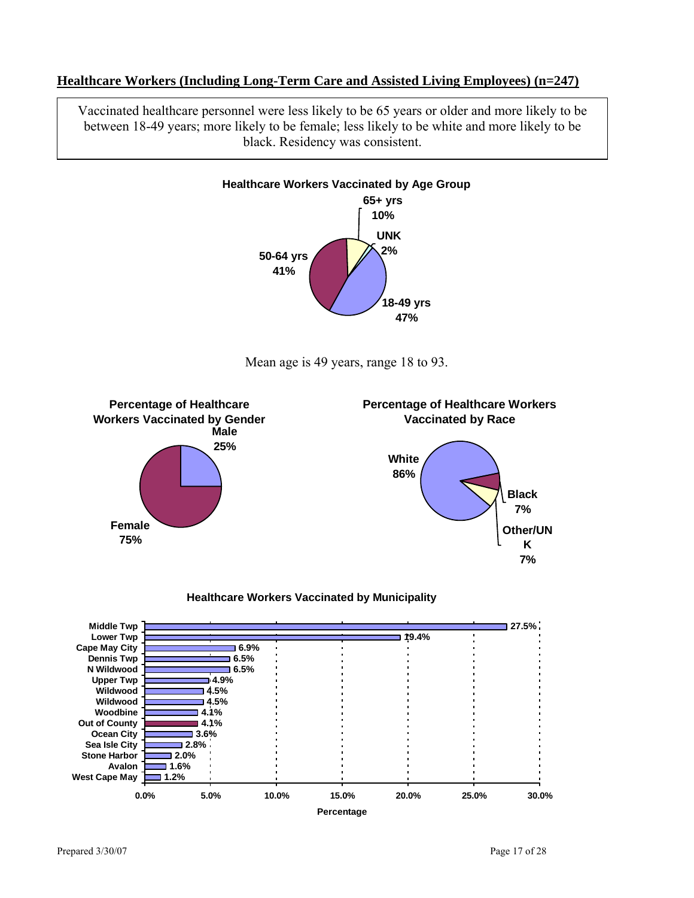## Healthcare Workers (Including Long-Term Care and Assisted Living Employees) (n=247)

Vaccinated healthcare personnel were less likely to be 65 years or older and more likely to be between 18-49 years; more likely to be female; less likely to be white and more likely to be black. Residency was consistent.

**Healthcare Workers Vaccinated by Age Group**

| Age Group | Percentage |
|---|---|
| 18-49 yrs | 47% |
| 50-64 yrs | 41% |
| 65+ yrs | 10% |
| UNK | 2% |

Mean age is 49 years, range 18 to 93.

**Percentage of Healthcare Workers Vaccinated by Gender**

| Gender | Percentage |
|---|---|
| Female | 75% |
| Male | 25% |

**Percentage of Healthcare Workers Vaccinated by Race**

| Race | Percentage |
|---|---|
| White | 86% |
| Black | 7% |
| Other/UNK | 7% |

**Healthcare Workers Vaccinated by Municipality**

| Municipality | Percentage |
|---|---|
| Middle Twp | 27.5% |
| Lower Twp | 19.4% |
| Cape May City | 6.9% |
| Dennis Twp | 6.5% |
| N Wildwood | 6.5% |
| Upper Twp | 4.9% |
| Wildwood | 4.5% |
| Wildwood | 4.5% |
| Woodbine | 4.1% |
| Out of County | 4.1% |
| Ocean City | 3.6% |
| Sea Isle City | 2.8% |
| Stone Harbor | 2.0% |
| Avalon | 1.6% |
| West Cape May | 1.2% |

Prepared 3/30/07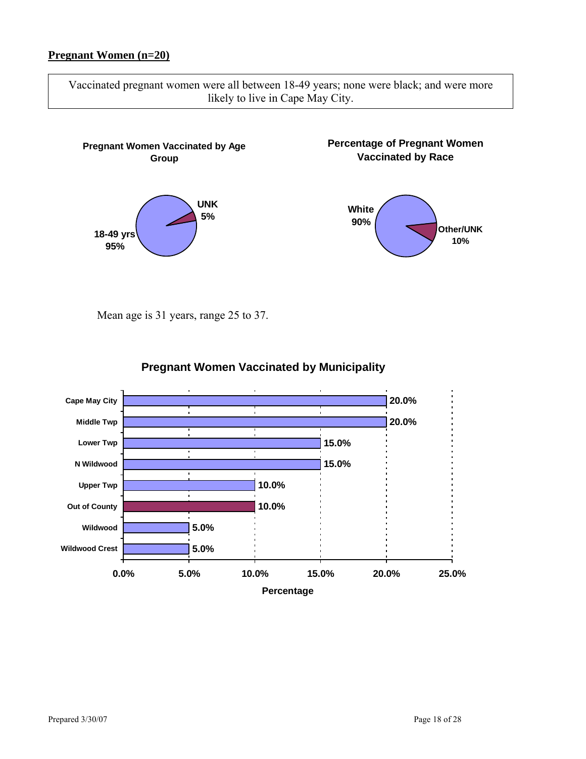**Pregnant Women (n=20)**

Vaccinated pregnant women were all between 18-49 years; none were black; and were more likely to live in Cape May City.

**Pregnant Women Vaccinated by Age Group**

| Age Group | Percentage |
| --- | --- |
| 18-49 yrs | 95% |
| UNK | 5% |

**Percentage of Pregnant Women Vaccinated by Race**

| Race | Percentage |
| --- | --- |
| White | 90% |
| Other/UNK | 10% |

Mean age is 31 years, range 25 to 37.

**Pregnant Women Vaccinated by Municipality**

| Municipality | Percentage |
| --- | --- |
| Cape May City | 20.0% |
| Middle Twp | 20.0% |
| Lower Twp | 15.0% |
| N Wildwood | 15.0% |
| Upper Twp | 10.0% |
| Out of County | 10.0% |
| Wildwood | 5.0% |
| Wildwood Crest | 5.0% |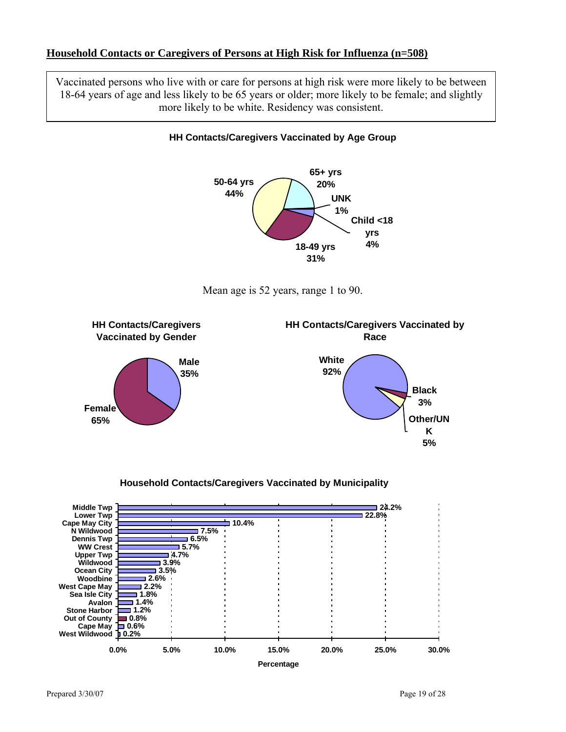## Household Contacts or Caregivers of Persons at High Risk for Influenza (n=508)

Vaccinated persons who live with or care for persons at high risk were more likely to be between 18-64 years of age and less likely to be 65 years or older; more likely to be female; and slightly more likely to be white. Residency was consistent.

**HH Contacts/Caregivers Vaccinated by Age Group**

| Age Group | Percent |
|---|---|
| 50-64 yrs | 44% |
| 65+ yrs | 20% |
| UNK | 1% |
| Child <18 yrs | 4% |
| 18-49 yrs | 31% |

Mean age is 52 years, range 1 to 90.

**HH Contacts/Caregivers Vaccinated by Gender**

| Gender | Percent |
|---|---|
| Male | 35% |
| Female | 65% |

**HH Contacts/Caregivers Vaccinated by Race**

| Race | Percent |
|---|---|
| White | 92% |
| Black | 3% |
| Other/UNK | 5% |

**Household Contacts/Caregivers Vaccinated by Municipality**

| Municipality | Percentage |
|---|---|
| Middle Twp | 24.2% |
| Lower Twp | 22.8% |
| Cape May City | 10.4% |
| N Wildwood | 7.5% |
| Dennis Twp | 6.5% |
| WW Crest | 5.7% |
| Upper Twp | 4.7% |
| Wildwood | 3.9% |
| Ocean City | 3.5% |
| Woodbine | 2.6% |
| West Cape May | 2.2% |
| Sea Isle City | 1.8% |
| Avalon | 1.4% |
| Stone Harbor | 1.2% |
| Out of County | 0.8% |
| Cape May | 0.6% |
| West Wildwood | 0.2% |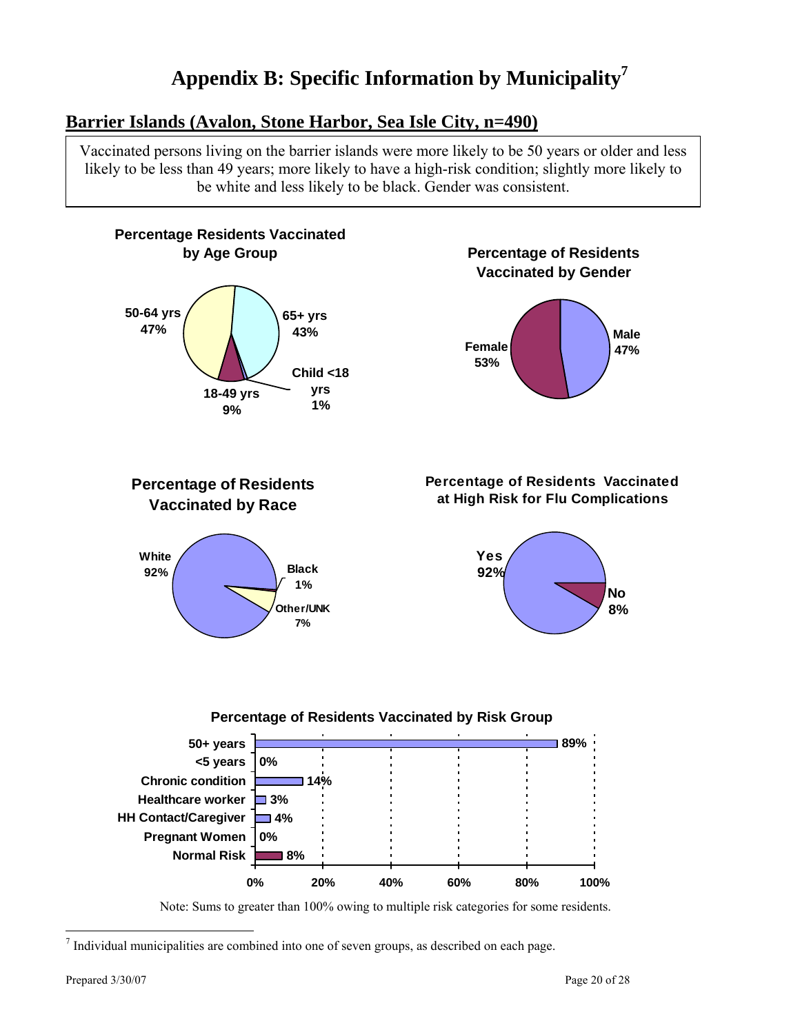# Appendix B: Specific Information by Municipality[7]

## Barrier Islands (Avalon, Stone Harbor, Sea Isle City, n=490)

Vaccinated persons living on the barrier islands were more likely to be 50 years or older and less likely to be less than 49 years; more likely to have a high-risk condition; slightly more likely to be white and less likely to be black. Gender was consistent.

**Percentage Residents Vaccinated by Age Group**

| Age Group | Percent |
|---|---|
| 50-64 yrs | 47% |
| 65+ yrs | 43% |
| Child <18 yrs | 1% |
| 18-49 yrs | 9% |

**Percentage of Residents Vaccinated by Gender**

| Gender | Percent |
|---|---|
| Female | 53% |
| Male | 47% |

**Percentage of Residents Vaccinated by Race**

| Race | Percent |
|---|---|
| White | 92% |
| Black | 1% |
| Other/UNK | 7% |

**Percentage of Residents Vaccinated at High Risk for Flu Complications**

| High Risk | Percent |
|---|---|
| Yes | 92% |
| No | 8% |

**Percentage of Residents Vaccinated by Risk Group**

| Risk Group | Percent |
|---|---|
| 50+ years | 89% |
| <5 years | 0% |
| Chronic condition | 14% |
| Healthcare worker | 3% |
| HH Contact/Caregiver | 4% |
| Pregnant Women | 0% |
| Normal Risk | 8% |

Note: Sums to greater than 100% owing to multiple risk categories for some residents.

[7] Individual municipalities are combined into one of seven groups, as described on each page.

Prepared 3/30/07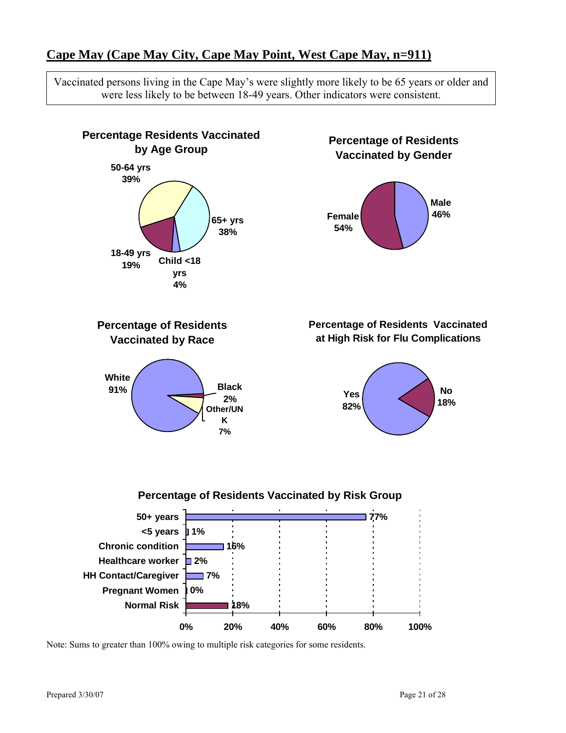## Cape May (Cape May City, Cape May Point, West Cape May, n=911)

Vaccinated persons living in the Cape May's were slightly more likely to be 65 years or older and were less likely to be between 18-49 years. Other indicators were consistent.

**Percentage Residents Vaccinated by Age Group**

| Age Group | Percentage |
|---|---|
| 50-64 yrs | 39% |
| 65+ yrs | 38% |
| 18-49 yrs | 19% |
| Child <18 yrs | 4% |

**Percentage of Residents Vaccinated by Gender**

| Gender | Percentage |
|---|---|
| Male | 46% |
| Female | 54% |

**Percentage of Residents Vaccinated by Race**

| Race | Percentage |
|---|---|
| White | 91% |
| Black | 2% |
| Other/UNK | 7% |

**Percentage of Residents Vaccinated at High Risk for Flu Complications**

| High Risk | Percentage |
|---|---|
| Yes | 82% |
| No | 18% |

**Percentage of Residents Vaccinated by Risk Group**

| Risk Group | Percentage |
|---|---|
| 50+ years | 77% |
| <5 years | 1% |
| Chronic condition | 16% |
| Healthcare worker | 2% |
| HH Contact/Caregiver | 7% |
| Pregnant Women | 0% |
| Normal Risk | 18% |

Note: Sums to greater than 100% owing to multiple risk categories for some residents.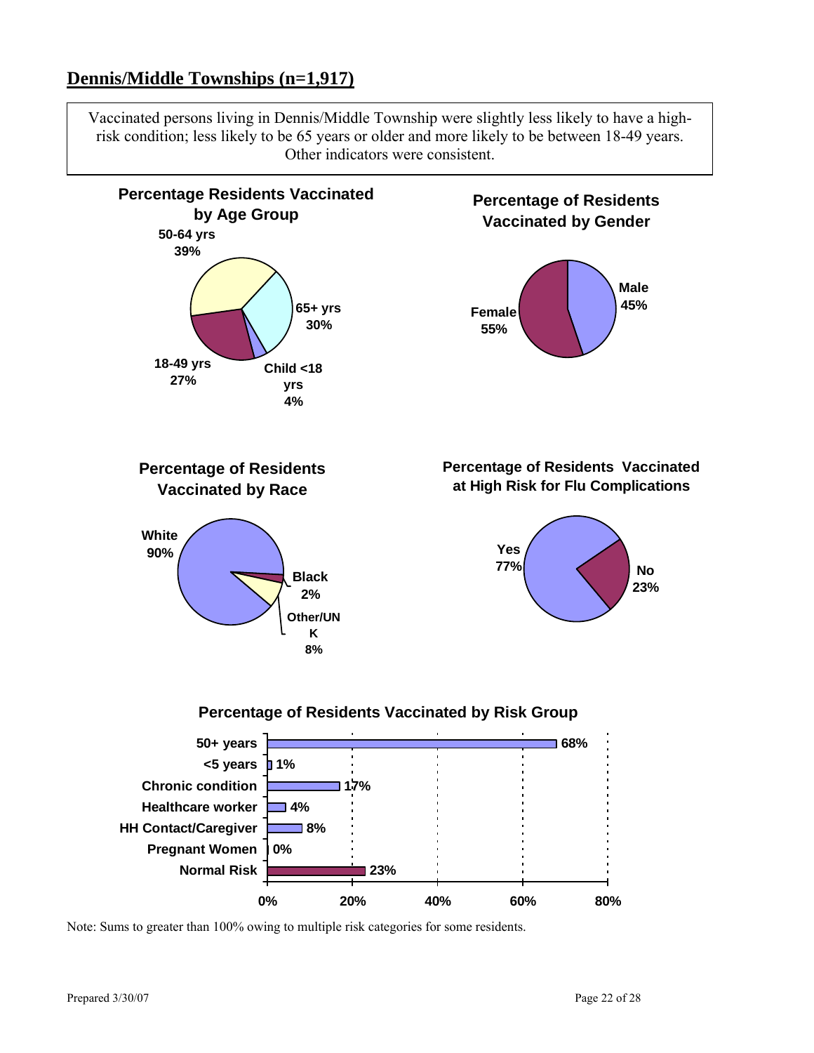## Dennis/Middle Townships (n=1,917)

Vaccinated persons living in Dennis/Middle Township were slightly less likely to have a high-risk condition; less likely to be 65 years or older and more likely to be between 18-49 years. Other indicators were consistent.

**Percentage Residents Vaccinated by Age Group**

| Age Group | Percentage |
|---|---|
| 50-64 yrs | 39% |
| 65+ yrs | 30% |
| Child <18 yrs | 4% |
| 18-49 yrs | 27% |

**Percentage of Residents Vaccinated by Gender**

| Gender | Percentage |
|---|---|
| Male | 45% |
| Female | 55% |

**Percentage of Residents Vaccinated by Race**

| Race | Percentage |
|---|---|
| White | 90% |
| Black | 2% |
| Other/UNK | 8% |

**Percentage of Residents Vaccinated at High Risk for Flu Complications**

| High Risk | Percentage |
|---|---|
| Yes | 77% |
| No | 23% |

**Percentage of Residents Vaccinated by Risk Group**

| Risk Group | Percentage |
|---|---|
| 50+ years | 68% |
| <5 years | 1% |
| Chronic condition | 17% |
| Healthcare worker | 4% |
| HH Contact/Caregiver | 8% |
| Pregnant Women | 0% |
| Normal Risk | 23% |

Note: Sums to greater than 100% owing to multiple risk categories for some residents.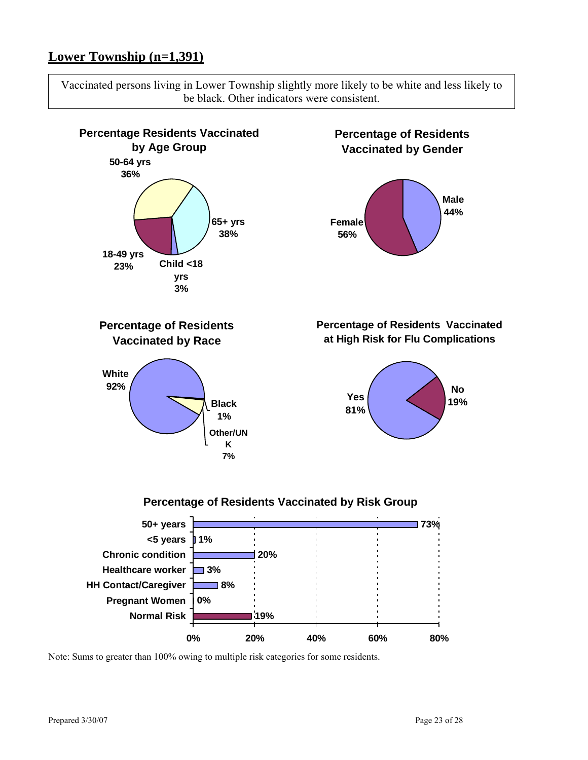## Lower Township (n=1,391)

Vaccinated persons living in Lower Township slightly more likely to be white and less likely to be black. Other indicators were consistent.

**Percentage Residents Vaccinated by Age Group**

| Age Group | Percentage |
|---|---|
| 50-64 yrs | 36% |
| 65+ yrs | 38% |
| 18-49 yrs | 23% |
| Child <18 yrs | 3% |

**Percentage of Residents Vaccinated by Gender**

| Gender | Percentage |
|---|---|
| Male | 44% |
| Female | 56% |

**Percentage of Residents Vaccinated by Race**

| Race | Percentage |
|---|---|
| White | 92% |
| Black | 1% |
| Other/UNK | 7% |

**Percentage of Residents Vaccinated at High Risk for Flu Complications**

| High Risk | Percentage |
|---|---|
| Yes | 81% |
| No | 19% |

**Percentage of Residents Vaccinated by Risk Group**

| Risk Group | Percentage |
|---|---|
| 50+ years | 73% |
| <5 years | 1% |
| Chronic condition | 20% |
| Healthcare worker | 3% |
| HH Contact/Caregiver | 8% |
| Pregnant Women | 0% |
| Normal Risk | 19% |

Note: Sums to greater than 100% owing to multiple risk categories for some residents.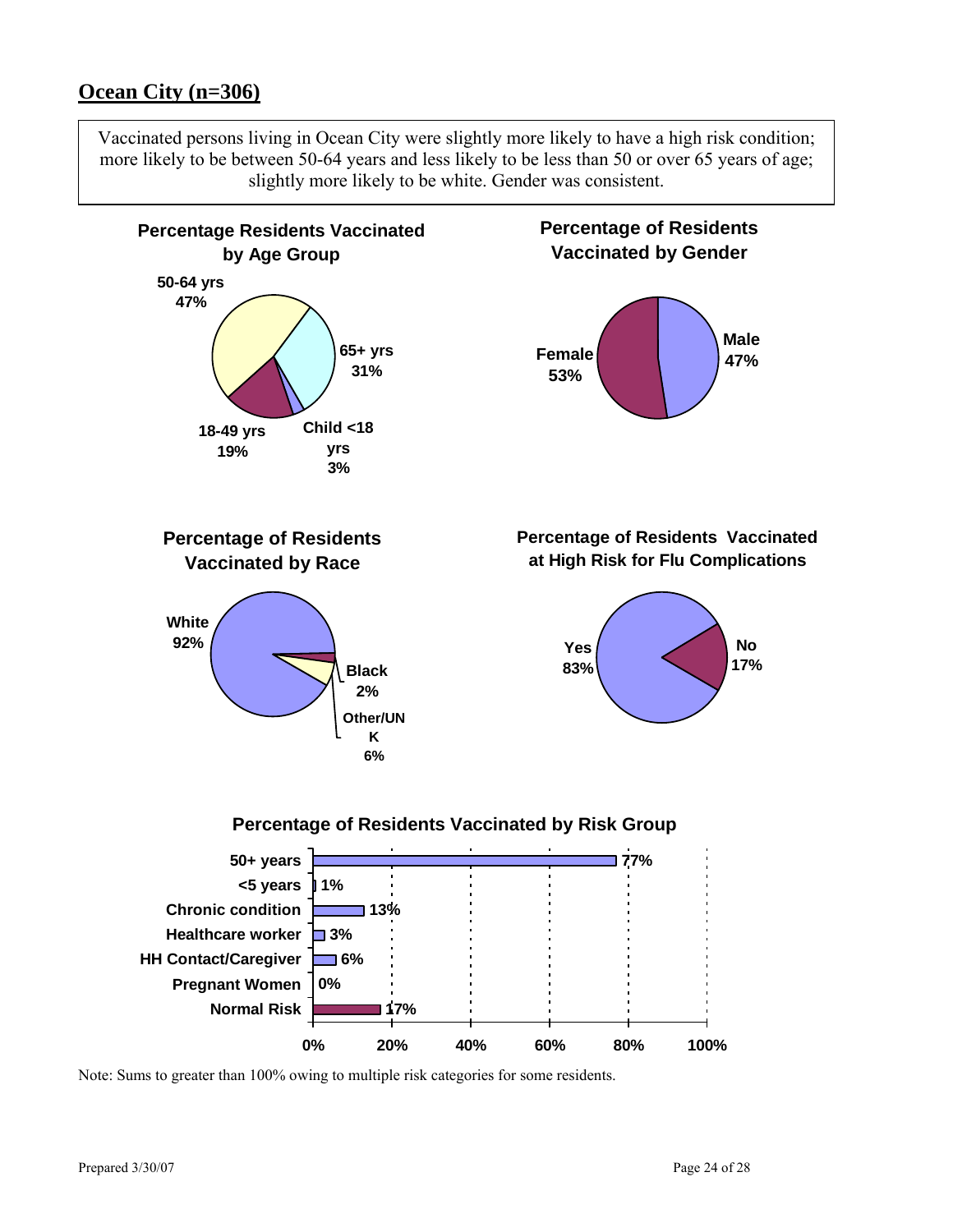## Ocean City (n=306)

Vaccinated persons living in Ocean City were slightly more likely to have a high risk condition; more likely to be between 50-64 years and less likely to be less than 50 or over 65 years of age; slightly more likely to be white. Gender was consistent.

**Percentage Residents Vaccinated by Age Group**

| Age Group | Percentage |
| --- | --- |
| 50-64 yrs | 47% |
| 65+ yrs | 31% |
| 18-49 yrs | 19% |
| Child <18 yrs | 3% |

**Percentage of Residents Vaccinated by Gender**

| Gender | Percentage |
| --- | --- |
| Female | 53% |
| Male | 47% |

**Percentage of Residents Vaccinated by Race**

| Race | Percentage |
| --- | --- |
| White | 92% |
| Black | 2% |
| Other/UNK | 6% |

**Percentage of Residents Vaccinated at High Risk for Flu Complications**

| High Risk | Percentage |
| --- | --- |
| Yes | 83% |
| No | 17% |

**Percentage of Residents Vaccinated by Risk Group**

| Risk Group | Percentage |
| --- | --- |
| 50+ years | 77% |
| <5 years | 1% |
| Chronic condition | 13% |
| Healthcare worker | 3% |
| HH Contact/Caregiver | 6% |
| Pregnant Women | 0% |
| Normal Risk | 17% |

Note: Sums to greater than 100% owing to multiple risk categories for some residents.

Prepared 3/30/07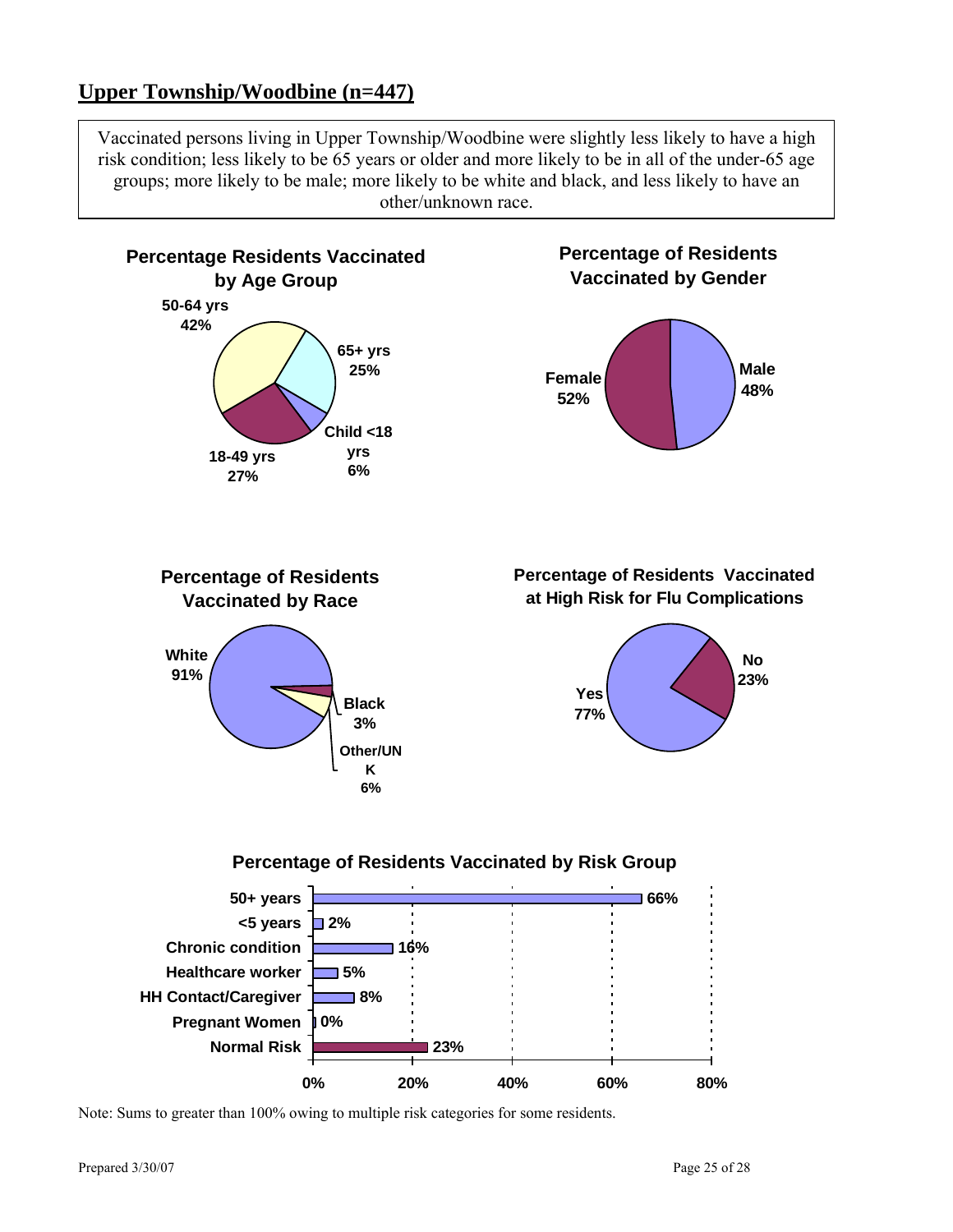## Upper Township/Woodbine (n=447)

Vaccinated persons living in Upper Township/Woodbine were slightly less likely to have a high risk condition; less likely to be 65 years or older and more likely to be in all of the under-65 age groups; more likely to be male; more likely to be white and black, and less likely to have an other/unknown race.

**Percentage Residents Vaccinated by Age Group**

| Age Group | Percentage |
|---|---|
| 50-64 yrs | 42% |
| 65+ yrs | 25% |
| Child <18 yrs | 6% |
| 18-49 yrs | 27% |

**Percentage of Residents Vaccinated by Gender**

| Gender | Percentage |
|---|---|
| Female | 52% |
| Male | 48% |

**Percentage of Residents Vaccinated by Race**

| Race | Percentage |
|---|---|
| White | 91% |
| Black | 3% |
| Other/UNK | 6% |

**Percentage of Residents Vaccinated at High Risk for Flu Complications**

| High Risk | Percentage |
|---|---|
| Yes | 77% |
| No | 23% |

**Percentage of Residents Vaccinated by Risk Group**

| Risk Group | Percentage |
|---|---|
| 50+ years | 66% |
| <5 years | 2% |
| Chronic condition | 16% |
| Healthcare worker | 5% |
| HH Contact/Caregiver | 8% |
| Pregnant Women | 0% |
| Normal Risk | 23% |

Note: Sums to greater than 100% owing to multiple risk categories for some residents.

Prepared 3/30/07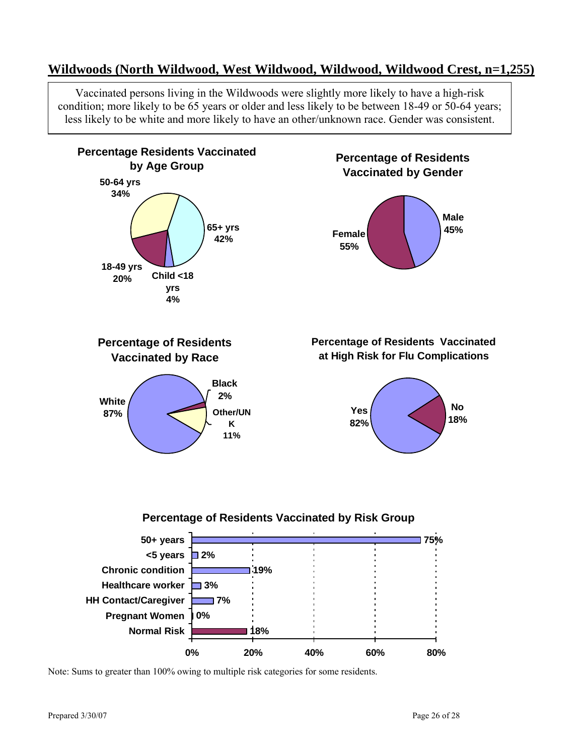## Wildwoods (North Wildwood, West Wildwood, Wildwood, Wildwood Crest, n=1,255)

Vaccinated persons living in the Wildwoods were slightly more likely to have a high-risk condition; more likely to be 65 years or older and less likely to be between 18-49 or 50-64 years; less likely to be white and more likely to have an other/unknown race. Gender was consistent.

**Percentage Residents Vaccinated by Age Group**

| Age Group | Percentage |
|---|---|
| 50-64 yrs | 34% |
| 65+ yrs | 42% |
| 18-49 yrs | 20% |
| Child <18 yrs | 4% |

**Percentage of Residents Vaccinated by Gender**

| Gender | Percentage |
|---|---|
| Male | 45% |
| Female | 55% |

**Percentage of Residents Vaccinated by Race**

| Race | Percentage |
|---|---|
| White | 87% |
| Black | 2% |
| Other/UNK | 11% |

**Percentage of Residents Vaccinated at High Risk for Flu Complications**

| High Risk | Percentage |
|---|---|
| Yes | 82% |
| No | 18% |

**Percentage of Residents Vaccinated by Risk Group**

| Risk Group | Percentage |
|---|---|
| 50+ years | 75% |
| <5 years | 2% |
| Chronic condition | 19% |
| Healthcare worker | 3% |
| HH Contact/Caregiver | 7% |
| Pregnant Women | 0% |
| Normal Risk | 18% |

Note: Sums to greater than 100% owing to multiple risk categories for some residents.

Prepared 3/30/07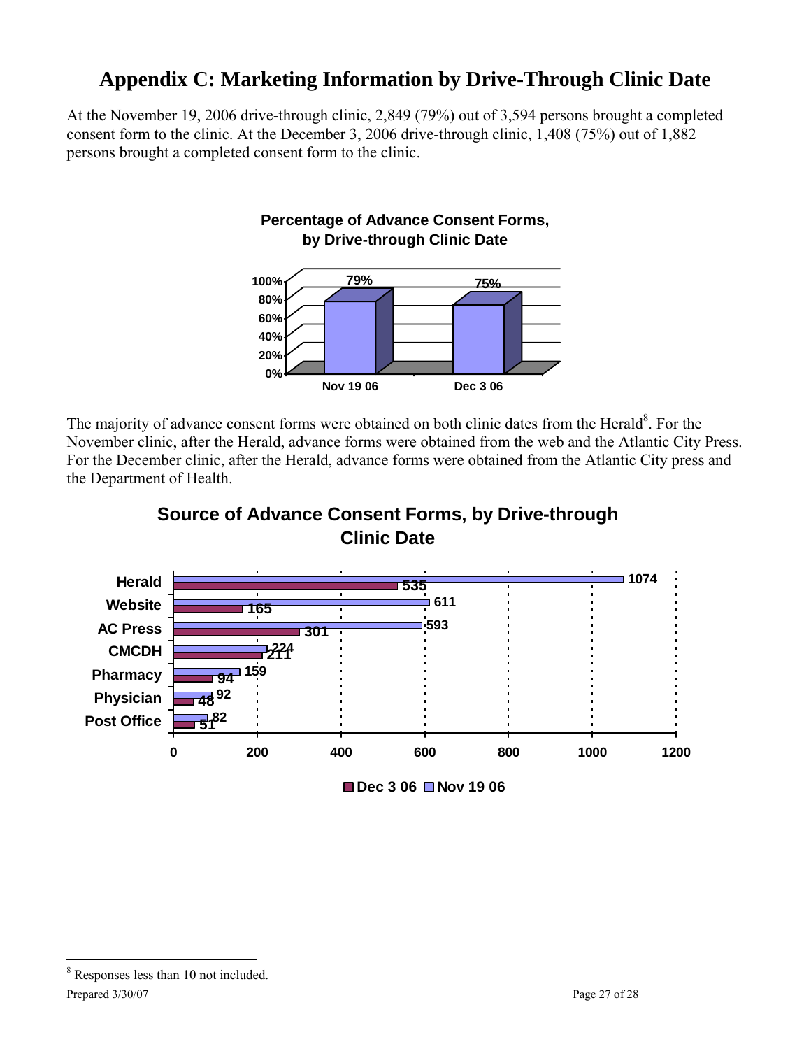# Appendix C: Marketing Information by Drive-Through Clinic Date

At the November 19, 2006 drive-through clinic, 2,849 (79%) out of 3,594 persons brought a completed consent form to the clinic. At the December 3, 2006 drive-through clinic, 1,408 (75%) out of 1,882 persons brought a completed consent form to the clinic.

**Percentage of Advance Consent Forms, by Drive-through Clinic Date**

| Clinic Date | Percentage |
|---|---|
| Nov 19 06 | 79% |
| Dec 3 06 | 75% |

The majority of advance consent forms were obtained on both clinic dates from the Herald[8]. For the November clinic, after the Herald, advance forms were obtained from the web and the Atlantic City Press. For the December clinic, after the Herald, advance forms were obtained from the Atlantic City press and the Department of Health.

**Source of Advance Consent Forms, by Drive-through Clinic Date**

| Source | Nov 19 06 | Dec 3 06 |
|---|---|---|
| Herald | 1074 | 535 |
| Website | 611 | 165 |
| AC Press | 593 | 301 |
| CMCDH | 224 | 211 |
| Pharmacy | 159 | 94 |
| Physician | 92 | 48 |
| Post Office | 82 | 51 |

[8] Responses less than 10 not included.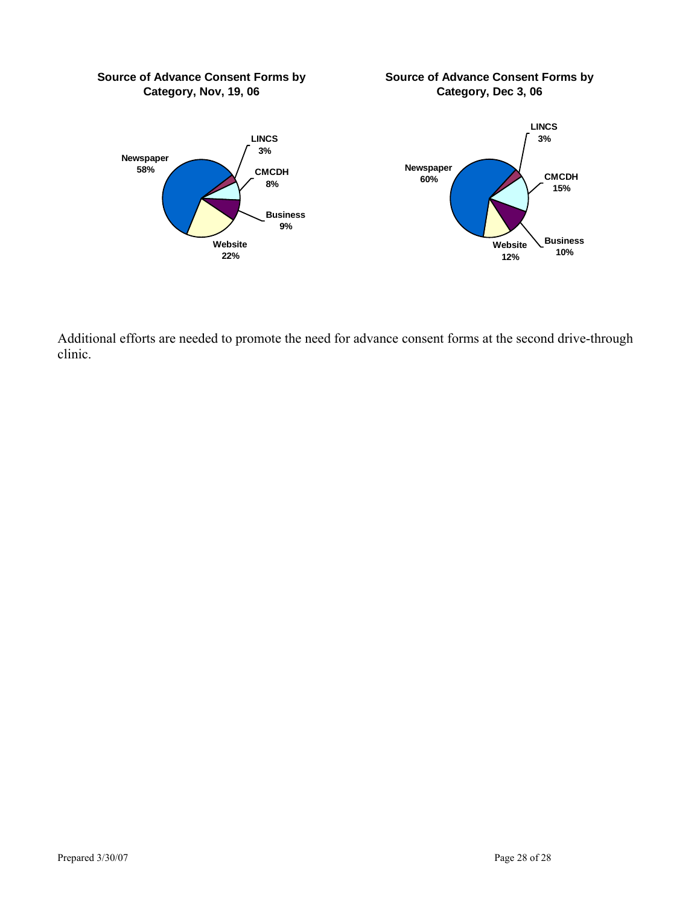**Source of Advance Consent Forms by Category, Nov, 19, 06**

LINCS
3%
Newspaper
58%
CMCDH
8%
Business
9%
Website
22%

**Source of Advance Consent Forms by Category, Dec 3, 06**

LINCS
3%
Newspaper
60%
CMCDH
15%
Business
10%
Website
12%

Additional efforts are needed to promote the need for advance consent forms at the second drive-through clinic.